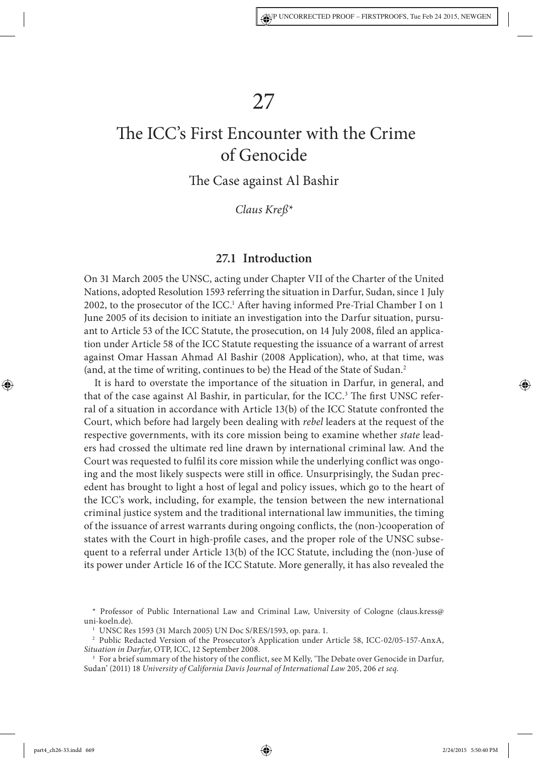# 27

# The ICC's First Encounter with the Crime of Genocide

## The Case against Al Bashir

*Claus Kreß**

### 27.1 Introduction

On 31 March 2005 the UNSC, acting under Chapter VII of the Charter of the United Nations, adopted Resolution 1593 referring the situation in Darfur, Sudan, since 1 July 2002, to the prosecutor of the ICC.[1] After having informed Pre-Trial Chamber I on 1 June 2005 of its decision to initiate an investigation into the Darfur situation, pursuant to Article 53 of the ICC Statute, the prosecution, on 14 July 2008, filed an application under Article 58 of the ICC Statute requesting the issuance of a warrant of arrest against Omar Hassan Ahmad Al Bashir (2008 Application), who, at that time, was (and, at the time of writing, continues to be) the Head of the State of Sudan.[2]

It is hard to overstate the importance of the situation in Darfur, in general, and that of the case against Al Bashir, in particular, for the ICC.[3] The first UNSC referral of a situation in accordance with Article 13(b) of the ICC Statute confronted the Court, which before had largely been dealing with *rebel* leaders at the request of the respective governments, with its core mission being to examine whether *state* leaders had crossed the ultimate red line drawn by international criminal law. And the Court was requested to fulfil its core mission while the underlying conflict was ongoing and the most likely suspects were still in office. Unsurprisingly, the Sudan precedent has brought to light a host of legal and policy issues, which go to the heart of the ICC's work, including, for example, the tension between the new international criminal justice system and the traditional international law immunities, the timing of the issuance of arrest warrants during ongoing conflicts, the (non-)cooperation of states with the Court in high-profile cases, and the proper role of the UNSC subsequent to a referral under Article 13(b) of the ICC Statute, including the (non-)use of its power under Article 16 of the ICC Statute. More generally, it has also revealed the

---

\* Professor of Public International Law and Criminal Law, University of Cologne (claus.kress@uni-koeln.de).

[1] UNSC Res 1593 (31 March 2005) UN Doc S/RES/1593, op. para. 1.

[2] Public Redacted Version of the Prosecutor's Application under Article 58, ICC-02/05-157-AnxA, *Situation in Darfur*, OTP, ICC, 12 September 2008.

[3] For a brief summary of the history of the conflict, see M Kelly, 'The Debate over Genocide in Darfur, Sudan' (2011) 18 *University of California Davis Journal of International Law* 205, 206 *et seq*.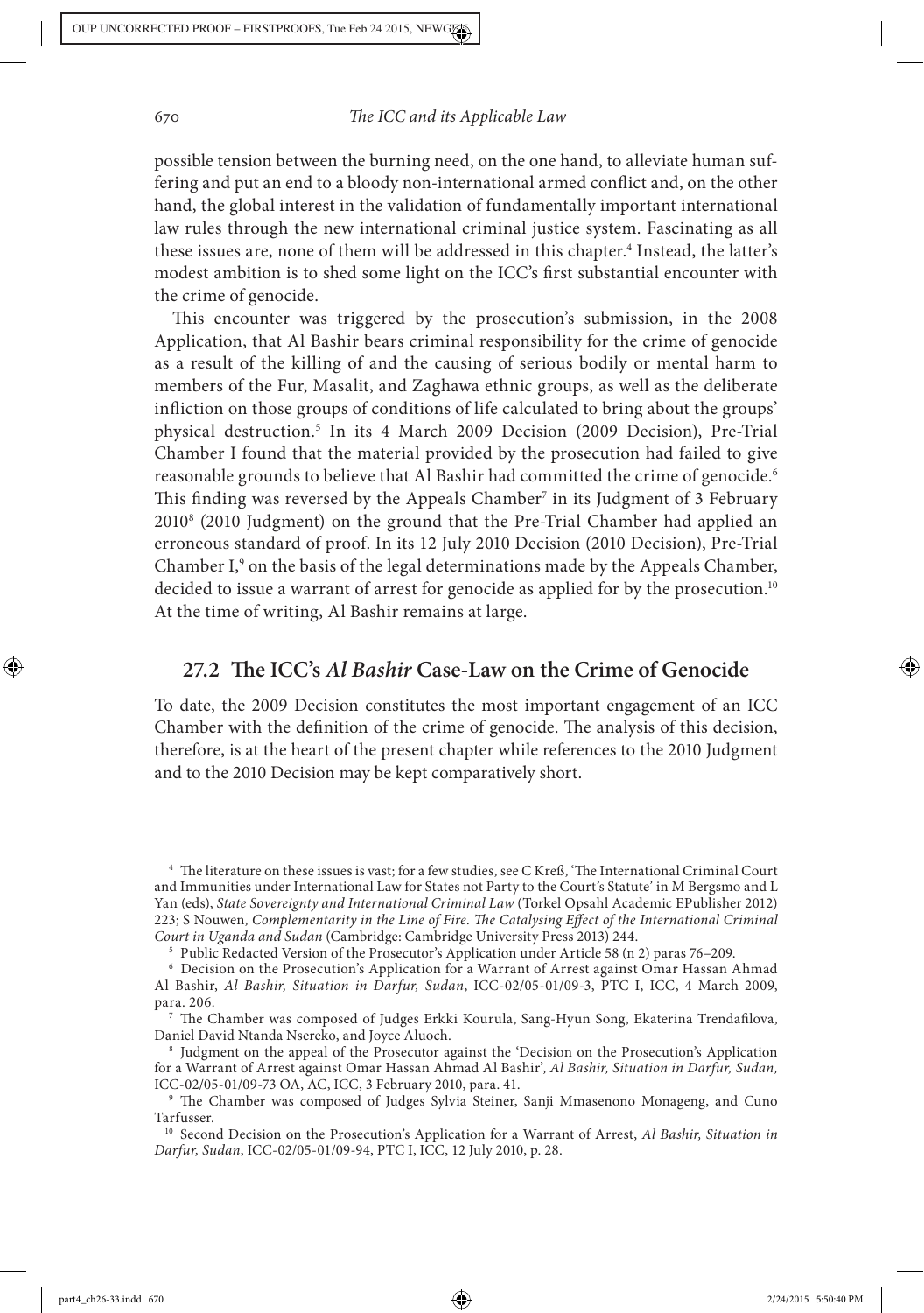possible tension between the burning need, on the one hand, to alleviate human suffering and put an end to a bloody non-international armed conflict and, on the other hand, the global interest in the validation of fundamentally important international law rules through the new international criminal justice system. Fascinating as all these issues are, none of them will be addressed in this chapter.[4] Instead, the latter's modest ambition is to shed some light on the ICC's first substantial encounter with the crime of genocide.

This encounter was triggered by the prosecution's submission, in the 2008 Application, that Al Bashir bears criminal responsibility for the crime of genocide as a result of the killing of and the causing of serious bodily or mental harm to members of the Fur, Masalit, and Zaghawa ethnic groups, as well as the deliberate infliction on those groups of conditions of life calculated to bring about the groups' physical destruction.[5] In its 4 March 2009 Decision (2009 Decision), Pre-Trial Chamber I found that the material provided by the prosecution had failed to give reasonable grounds to believe that Al Bashir had committed the crime of genocide.[6] This finding was reversed by the Appeals Chamber[7] in its Judgment of 3 February 2010[8] (2010 Judgment) on the ground that the Pre-Trial Chamber had applied an erroneous standard of proof. In its 12 July 2010 Decision (2010 Decision), Pre-Trial Chamber I,[9] on the basis of the legal determinations made by the Appeals Chamber, decided to issue a warrant of arrest for genocide as applied for by the prosecution.[10] At the time of writing, Al Bashir remains at large.

## 27.2 The ICC's *Al Bashir* Case-Law on the Crime of Genocide

To date, the 2009 Decision constitutes the most important engagement of an ICC Chamber with the definition of the crime of genocide. The analysis of this decision, therefore, is at the heart of the present chapter while references to the 2010 Judgment and to the 2010 Decision may be kept comparatively short.

---

[4] The literature on these issues is vast; for a few studies, see C Kreß, 'The International Criminal Court and Immunities under International Law for States not Party to the Court's Statute' in M Bergsmo and L Yan (eds), *State Sovereignty and International Criminal Law* (Torkel Opsahl Academic EPublisher 2012) 223; S Nouwen, *Complementarity in the Line of Fire. The Catalysing Effect of the International Criminal Court in Uganda and Sudan* (Cambridge: Cambridge University Press 2013) 244.

[5] Public Redacted Version of the Prosecutor's Application under Article 58 (n 2) paras 76–209.

[6] Decision on the Prosecution's Application for a Warrant of Arrest against Omar Hassan Ahmad Al Bashir, *Al Bashir, Situation in Darfur, Sudan*, ICC-02/05-01/09-3, PTC I, ICC, 4 March 2009, para. 206.

[7] The Chamber was composed of Judges Erkki Kourula, Sang-Hyun Song, Ekaterina Trendafilova, Daniel David Ntanda Nsereko, and Joyce Aluoch.

[8] Judgment on the appeal of the Prosecutor against the 'Decision on the Prosecution's Application for a Warrant of Arrest against Omar Hassan Ahmad Al Bashir', *Al Bashir, Situation in Darfur, Sudan,* ICC-02/05-01/09-73 OA, AC, ICC, 3 February 2010, para. 41.

[9] The Chamber was composed of Judges Sylvia Steiner, Sanji Mmasenono Monageng, and Cuno Tarfusser.

[10] Second Decision on the Prosecution's Application for a Warrant of Arrest, *Al Bashir, Situation in Darfur, Sudan*, ICC-02/05-01/09-94, PTC I, ICC, 12 July 2010, p. 28.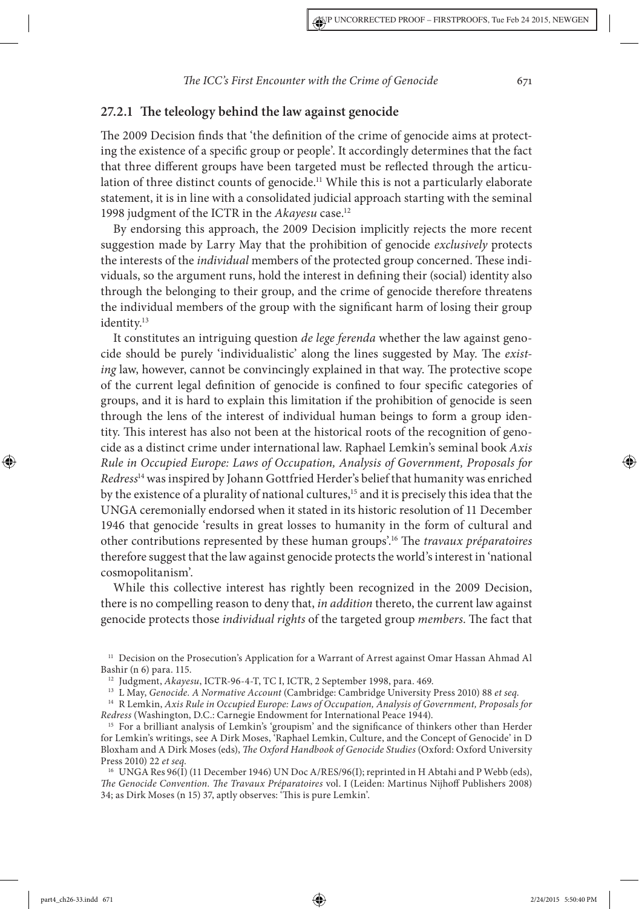### 27.2.1 The teleology behind the law against genocide

The 2009 Decision finds that 'the definition of the crime of genocide aims at protecting the existence of a specific group or people'. It accordingly determines that the fact that three different groups have been targeted must be reflected through the articulation of three distinct counts of genocide.[11] While this is not a particularly elaborate statement, it is in line with a consolidated judicial approach starting with the seminal 1998 judgment of the ICTR in the *Akayesu* case.[12]

By endorsing this approach, the 2009 Decision implicitly rejects the more recent suggestion made by Larry May that the prohibition of genocide *exclusively* protects the interests of the *individual* members of the protected group concerned. These individuals, so the argument runs, hold the interest in defining their (social) identity also through the belonging to their group, and the crime of genocide therefore threatens the individual members of the group with the significant harm of losing their group identity.[13]

It constitutes an intriguing question *de lege ferenda* whether the law against genocide should be purely 'individualistic' along the lines suggested by May. The *existing* law, however, cannot be convincingly explained in that way. The protective scope of the current legal definition of genocide is confined to four specific categories of groups, and it is hard to explain this limitation if the prohibition of genocide is seen through the lens of the interest of individual human beings to form a group identity. This interest has also not been at the historical roots of the recognition of genocide as a distinct crime under international law. Raphael Lemkin's seminal book *Axis Rule in Occupied Europe: Laws of Occupation, Analysis of Government, Proposals for Redress*[14] was inspired by Johann Gottfried Herder's belief that humanity was enriched by the existence of a plurality of national cultures,[15] and it is precisely this idea that the UNGA ceremonially endorsed when it stated in its historic resolution of 11 December 1946 that genocide 'results in great losses to humanity in the form of cultural and other contributions represented by these human groups'.[16] The *travaux préparatoires* therefore suggest that the law against genocide protects the world's interest in 'national cosmopolitanism'.

While this collective interest has rightly been recognized in the 2009 Decision, there is no compelling reason to deny that, *in addition* thereto, the current law against genocide protects those *individual rights* of the targeted group *members*. The fact that

---

[11] Decision on the Prosecution's Application for a Warrant of Arrest against Omar Hassan Ahmad Al Bashir (n 6) para. 115.

[12] Judgment, *Akayesu*, ICTR-96-4-T, TC I, ICTR, 2 September 1998, para. 469.

[13] L May, *Genocide. A Normative Account* (Cambridge: Cambridge University Press 2010) 88 *et seq*.

[14] R Lemkin, *Axis Rule in Occupied Europe: Laws of Occupation, Analysis of Government, Proposals for Redress* (Washington, D.C.: Carnegie Endowment for International Peace 1944).

[15] For a brilliant analysis of Lemkin's 'groupism' and the significance of thinkers other than Herder for Lemkin's writings, see A Dirk Moses, 'Raphael Lemkin, Culture, and the Concept of Genocide' in D Bloxham and A Dirk Moses (eds), *The Oxford Handbook of Genocide Studies* (Oxford: Oxford University Press 2010) 22 *et seq*.

[16] UNGA Res 96(I) (11 December 1946) UN Doc A/RES/96(I); reprinted in H Abtahi and P Webb (eds), *The Genocide Convention. The Travaux Préparatoires* vol. I (Leiden: Martinus Nijhoff Publishers 2008) 34; as Dirk Moses (n 15) 37, aptly observes: 'This is pure Lemkin'.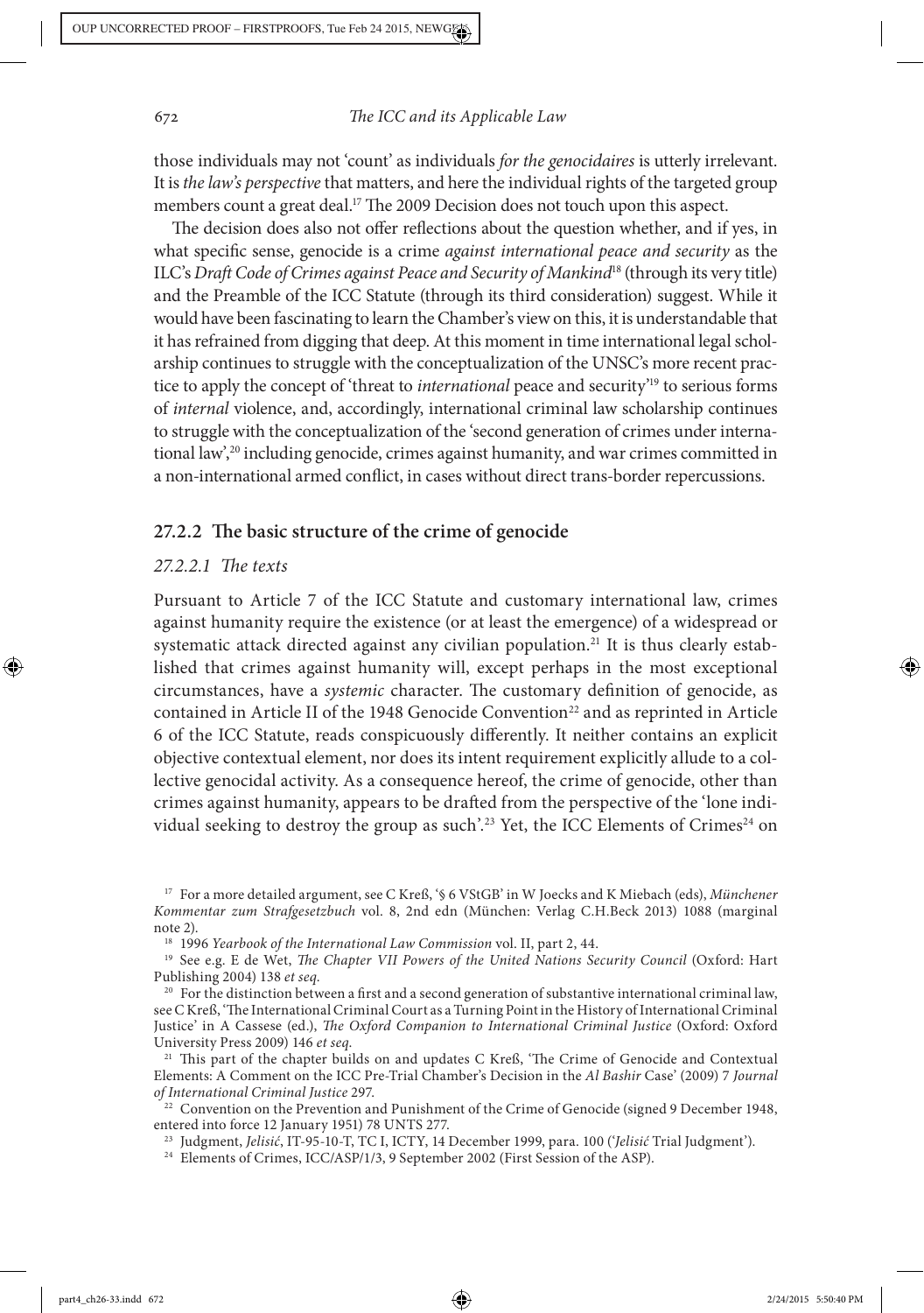those individuals may not 'count' as individuals *for the genocidaires* is utterly irrelevant. It is *the law's perspective* that matters, and here the individual rights of the targeted group members count a great deal.[17] The 2009 Decision does not touch upon this aspect.

The decision does also not offer reflections about the question whether, and if yes, in what specific sense, genocide is a crime *against international peace and security* as the ILC's *Draft Code of Crimes against Peace and Security of Mankind*[18] (through its very title) and the Preamble of the ICC Statute (through its third consideration) suggest. While it would have been fascinating to learn the Chamber's view on this, it is understandable that it has refrained from digging that deep. At this moment in time international legal scholarship continues to struggle with the conceptualization of the UNSC's more recent practice to apply the concept of 'threat to *international* peace and security'[19] to serious forms of *internal* violence, and, accordingly, international criminal law scholarship continues to struggle with the conceptualization of the 'second generation of crimes under international law',[20] including genocide, crimes against humanity, and war crimes committed in a non-international armed conflict, in cases without direct trans-border repercussions.

### 27.2.2 The basic structure of the crime of genocide

#### *27.2.2.1 The texts*

Pursuant to Article 7 of the ICC Statute and customary international law, crimes against humanity require the existence (or at least the emergence) of a widespread or systematic attack directed against any civilian population.[21] It is thus clearly established that crimes against humanity will, except perhaps in the most exceptional circumstances, have a *systemic* character. The customary definition of genocide, as contained in Article II of the 1948 Genocide Convention[22] and as reprinted in Article 6 of the ICC Statute, reads conspicuously differently. It neither contains an explicit objective contextual element, nor does its intent requirement explicitly allude to a collective genocidal activity. As a consequence hereof, the crime of genocide, other than crimes against humanity, appears to be drafted from the perspective of the 'lone individual seeking to destroy the group as such'.[23] Yet, the ICC Elements of Crimes[24] on

---

[17] For a more detailed argument, see C Kreß, '§ 6 VStGB' in W Joecks and K Miebach (eds), *Münchener Kommentar zum Strafgesetzbuch* vol. 8, 2nd edn (München: Verlag C.H.Beck 2013) 1088 (marginal note 2).

[18] 1996 *Yearbook of the International Law Commission* vol. II, part 2, 44.

[19] See e.g. E de Wet, *The Chapter VII Powers of the United Nations Security Council* (Oxford: Hart Publishing 2004) 138 *et seq.*

[20] For the distinction between a first and a second generation of substantive international criminal law, see C Kreß, 'The International Criminal Court as a Turning Point in the History of International Criminal Justice' in A Cassese (ed.), *The Oxford Companion to International Criminal Justice* (Oxford: Oxford University Press 2009) 146 *et seq.*

[21] This part of the chapter builds on and updates C Kreß, 'The Crime of Genocide and Contextual Elements: A Comment on the ICC Pre-Trial Chamber's Decision in the *Al Bashir* Case' (2009) 7 *Journal of International Criminal Justice* 297.

[22] Convention on the Prevention and Punishment of the Crime of Genocide (signed 9 December 1948, entered into force 12 January 1951) 78 UNTS 277.

[23] Judgment, *Jelisić*, IT-95-10-T, TC I, ICTY, 14 December 1999, para. 100 ('*Jelisić* Trial Judgment').

[24] Elements of Crimes, ICC/ASP/1/3, 9 September 2002 (First Session of the ASP).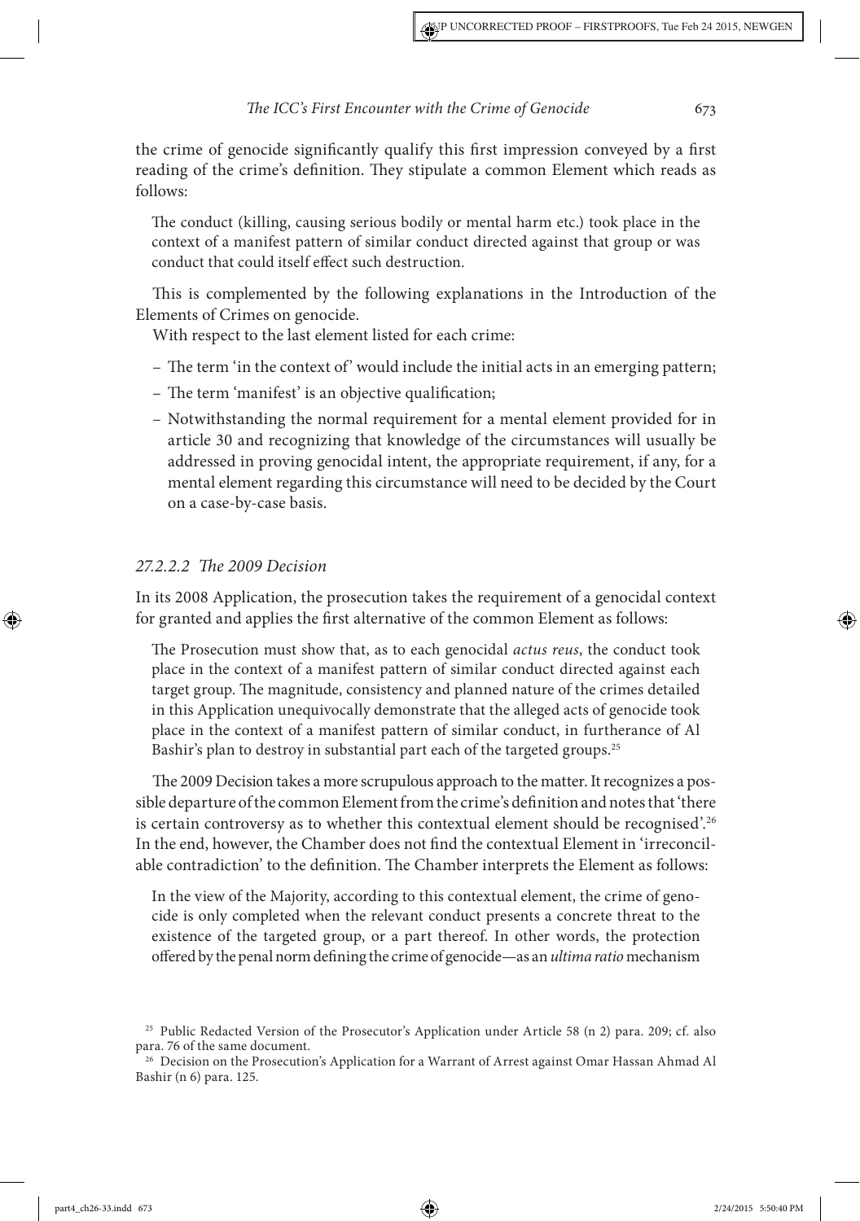the crime of genocide significantly qualify this first impression conveyed by a first reading of the crime's definition. They stipulate a common Element which reads as follows:

> The conduct (killing, causing serious bodily or mental harm etc.) took place in the context of a manifest pattern of similar conduct directed against that group or was conduct that could itself effect such destruction.

This is complemented by the following explanations in the Introduction of the Elements of Crimes on genocide.

With respect to the last element listed for each crime:

- The term 'in the context of' would include the initial acts in an emerging pattern;
- The term 'manifest' is an objective qualification;
- Notwithstanding the normal requirement for a mental element provided for in article 30 and recognizing that knowledge of the circumstances will usually be addressed in proving genocidal intent, the appropriate requirement, if any, for a mental element regarding this circumstance will need to be decided by the Court on a case-by-case basis.

#### *27.2.2.2 The 2009 Decision*

In its 2008 Application, the prosecution takes the requirement of a genocidal context for granted and applies the first alternative of the common Element as follows:

> The Prosecution must show that, as to each genocidal *actus reus*, the conduct took place in the context of a manifest pattern of similar conduct directed against each target group. The magnitude, consistency and planned nature of the crimes detailed in this Application unequivocally demonstrate that the alleged acts of genocide took place in the context of a manifest pattern of similar conduct, in furtherance of Al Bashir's plan to destroy in substantial part each of the targeted groups.[25]

The 2009 Decision takes a more scrupulous approach to the matter. It recognizes a possible departure of the common Element from the crime's definition and notes that 'there is certain controversy as to whether this contextual element should be recognised'.[26] In the end, however, the Chamber does not find the contextual Element in 'irreconcilable contradiction' to the definition. The Chamber interprets the Element as follows:

> In the view of the Majority, according to this contextual element, the crime of genocide is only completed when the relevant conduct presents a concrete threat to the existence of the targeted group, or a part thereof. In other words, the protection offered by the penal norm defining the crime of genocide—as an *ultima ratio* mechanism

[25] Public Redacted Version of the Prosecutor's Application under Article 58 (n 2) para. 209; cf. also para. 76 of the same document.

[26] Decision on the Prosecution's Application for a Warrant of Arrest against Omar Hassan Ahmad Al Bashir (n 6) para. 125.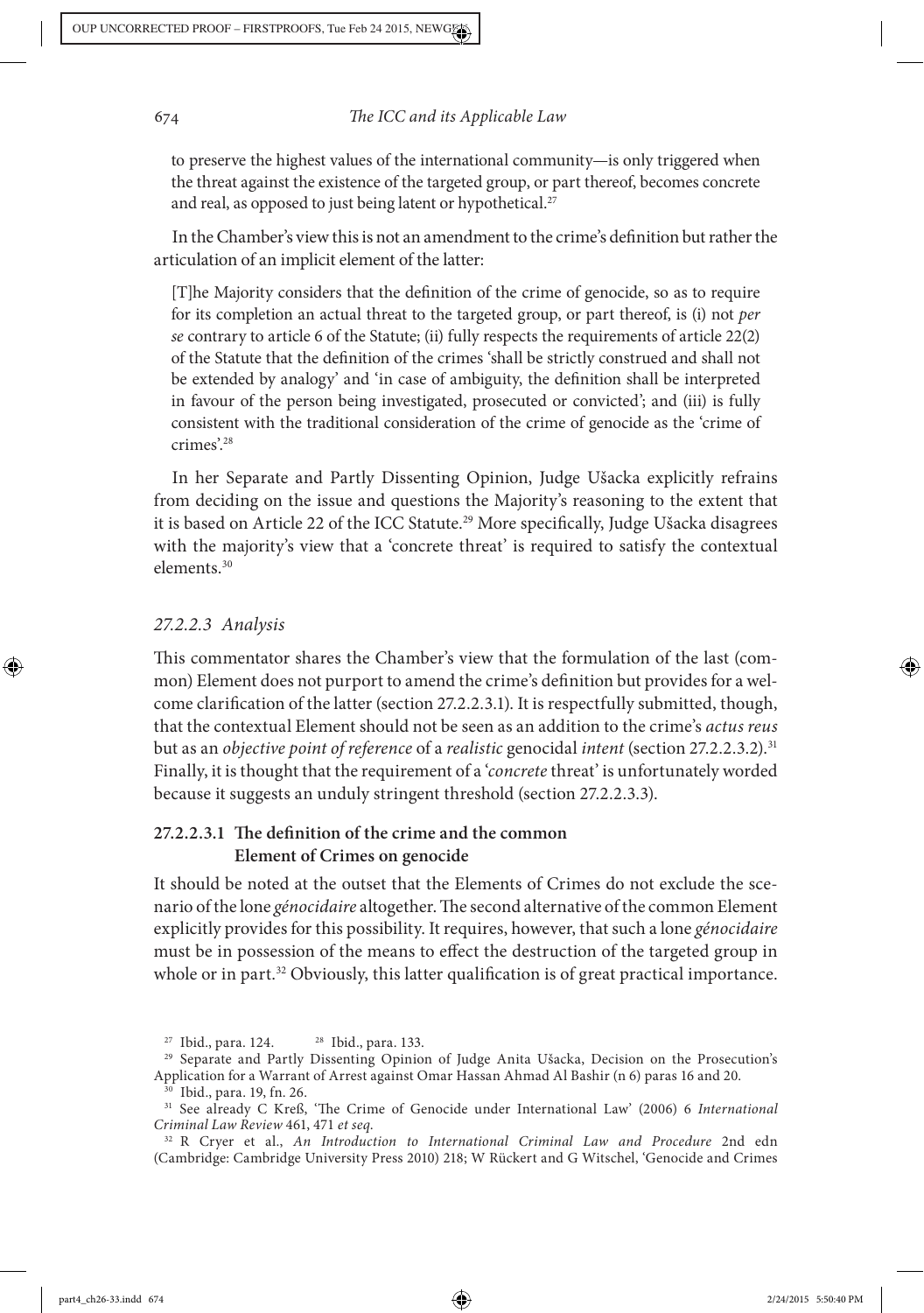to preserve the highest values of the international community—is only triggered when the threat against the existence of the targeted group, or part thereof, becomes concrete and real, as opposed to just being latent or hypothetical.[27]

In the Chamber's view this is not an amendment to the crime's definition but rather the articulation of an implicit element of the latter:

> [T]he Majority considers that the definition of the crime of genocide, so as to require for its completion an actual threat to the targeted group, or part thereof, is (i) not *per se* contrary to article 6 of the Statute; (ii) fully respects the requirements of article 22(2) of the Statute that the definition of the crimes 'shall be strictly construed and shall not be extended by analogy' and 'in case of ambiguity, the definition shall be interpreted in favour of the person being investigated, prosecuted or convicted'; and (iii) is fully consistent with the traditional consideration of the crime of genocide as the 'crime of crimes'.[28]

In her Separate and Partly Dissenting Opinion, Judge Ušacka explicitly refrains from deciding on the issue and questions the Majority's reasoning to the extent that it is based on Article 22 of the ICC Statute.[29] More specifically, Judge Ušacka disagrees with the majority's view that a 'concrete threat' is required to satisfy the contextual elements.[30]

### *27.2.2.3 Analysis*

This commentator shares the Chamber's view that the formulation of the last (common) Element does not purport to amend the crime's definition but provides for a welcome clarification of the latter (section 27.2.2.3.1). It is respectfully submitted, though, that the contextual Element should not be seen as an addition to the crime's *actus reus* but as an *objective point of reference* of a *realistic* genocidal *intent* (section 27.2.2.3.2).[31] Finally, it is thought that the requirement of a '*concrete* threat' is unfortunately worded because it suggests an unduly stringent threshold (section 27.2.2.3.3).

#### **27.2.2.3.1 The definition of the crime and the common Element of Crimes on genocide**

It should be noted at the outset that the Elements of Crimes do not exclude the scenario of the lone *génocidaire* altogether. The second alternative of the common Element explicitly provides for this possibility. It requires, however, that such a lone *génocidaire* must be in possession of the means to effect the destruction of the targeted group in whole or in part.[32] Obviously, this latter qualification is of great practical importance.

---

[27] Ibid., para. 124. [28] Ibid., para. 133.

[29] Separate and Partly Dissenting Opinion of Judge Anita Ušacka, Decision on the Prosecution's Application for a Warrant of Arrest against Omar Hassan Ahmad Al Bashir (n 6) paras 16 and 20.

[30] Ibid., para. 19, fn. 26.

[31] See already C Kreß, 'The Crime of Genocide under International Law' (2006) 6 *International Criminal Law Review* 461, 471 *et seq.*

[32] R Cryer et al., *An Introduction to International Criminal Law and Procedure* 2nd edn (Cambridge: Cambridge University Press 2010) 218; W Rückert and G Witschel, 'Genocide and Crimes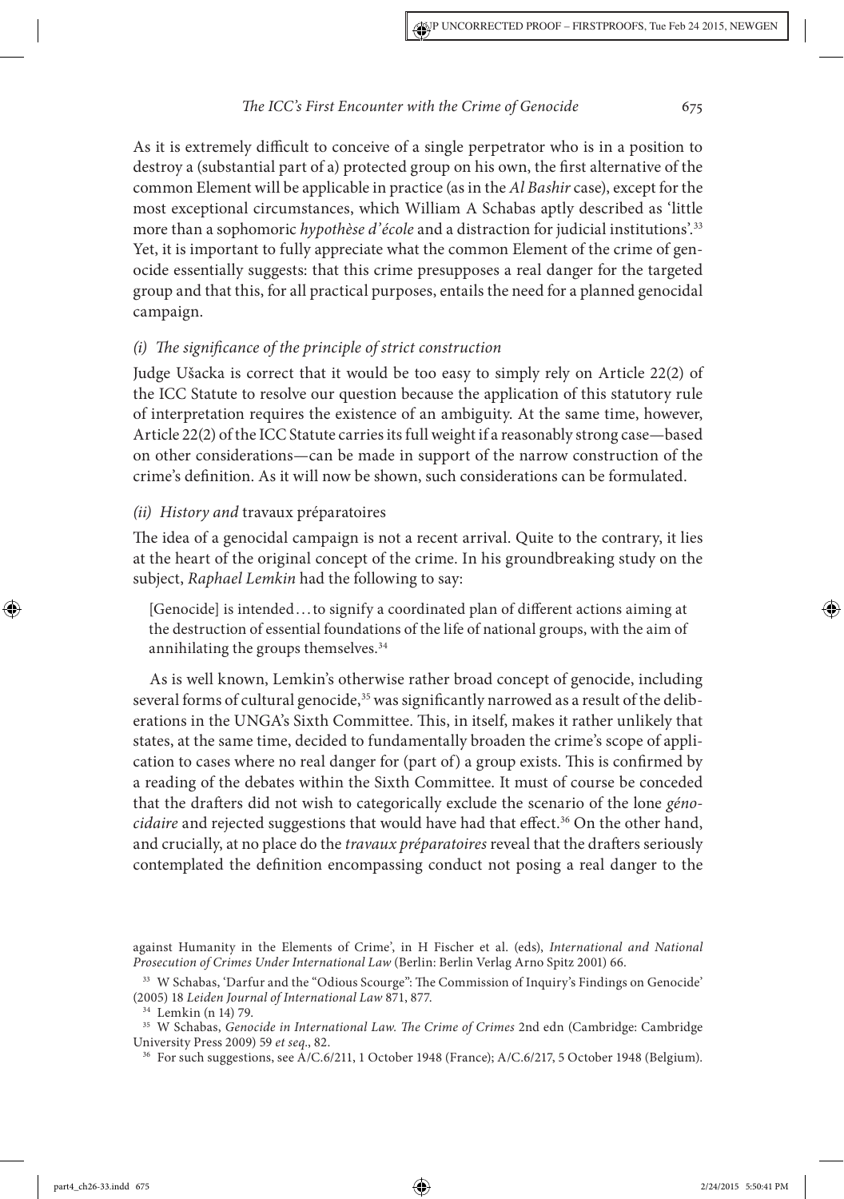As it is extremely difficult to conceive of a single perpetrator who is in a position to destroy a (substantial part of a) protected group on his own, the first alternative of the common Element will be applicable in practice (as in the *Al Bashir* case), except for the most exceptional circumstances, which William A Schabas aptly described as 'little more than a sophomoric *hypothèse d'école* and a distraction for judicial institutions'.[33] Yet, it is important to fully appreciate what the common Element of the crime of genocide essentially suggests: that this crime presupposes a real danger for the targeted group and that this, for all practical purposes, entails the need for a planned genocidal campaign.

#### *(i) The significance of the principle of strict construction*

Judge Ušacka is correct that it would be too easy to simply rely on Article 22(2) of the ICC Statute to resolve our question because the application of this statutory rule of interpretation requires the existence of an ambiguity. At the same time, however, Article 22(2) of the ICC Statute carries its full weight if a reasonably strong case—based on other considerations—can be made in support of the narrow construction of the crime's definition. As it will now be shown, such considerations can be formulated.

#### *(ii) History and* travaux préparatoires

The idea of a genocidal campaign is not a recent arrival. Quite to the contrary, it lies at the heart of the original concept of the crime. In his groundbreaking study on the subject, *Raphael Lemkin* had the following to say:

> [Genocide] is intended…to signify a coordinated plan of different actions aiming at the destruction of essential foundations of the life of national groups, with the aim of annihilating the groups themselves.[34]

As is well known, Lemkin's otherwise rather broad concept of genocide, including several forms of cultural genocide,[35] was significantly narrowed as a result of the deliberations in the UNGA's Sixth Committee. This, in itself, makes it rather unlikely that states, at the same time, decided to fundamentally broaden the crime's scope of application to cases where no real danger for (part of) a group exists. This is confirmed by a reading of the debates within the Sixth Committee. It must of course be conceded that the drafters did not wish to categorically exclude the scenario of the lone *génocidaire* and rejected suggestions that would have had that effect.[36] On the other hand, and crucially, at no place do the *travaux préparatoires* reveal that the drafters seriously contemplated the definition encompassing conduct not posing a real danger to the

against Humanity in the Elements of Crime', in H Fischer et al. (eds), *International and National Prosecution of Crimes Under International Law* (Berlin: Berlin Verlag Arno Spitz 2001) 66.

[33] W Schabas, 'Darfur and the "Odious Scourge": The Commission of Inquiry's Findings on Genocide' (2005) 18 *Leiden Journal of International Law* 871, 877.

[34] Lemkin (n 14) 79.

[35] W Schabas, *Genocide in International Law. The Crime of Crimes* 2nd edn (Cambridge: Cambridge University Press 2009) 59 *et seq*., 82.

[36] For such suggestions, see A/C.6/211, 1 October 1948 (France); A/C.6/217, 5 October 1948 (Belgium).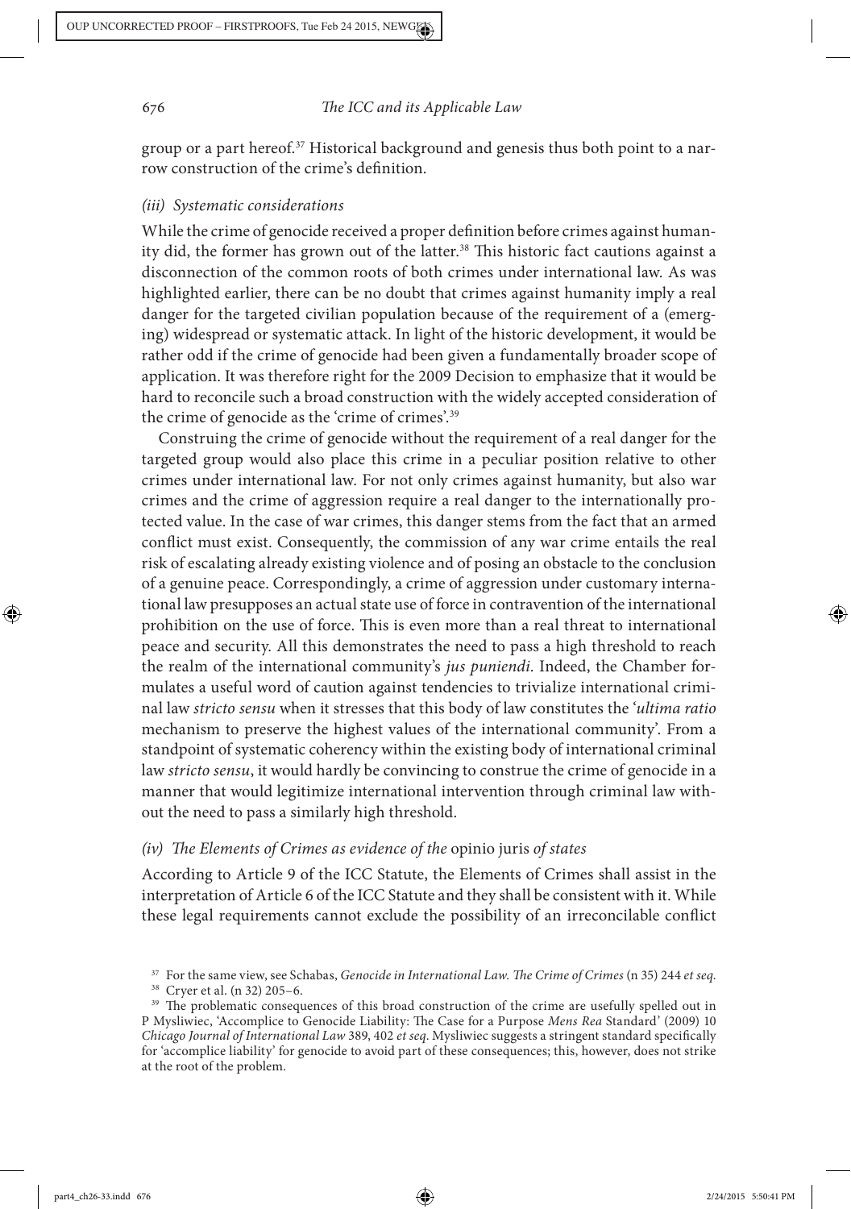group or a part hereof.[37] Historical background and genesis thus both point to a narrow construction of the crime's definition.

*(iii) Systematic considerations*

While the crime of genocide received a proper definition before crimes against humanity did, the former has grown out of the latter.[38] This historic fact cautions against a disconnection of the common roots of both crimes under international law. As was highlighted earlier, there can be no doubt that crimes against humanity imply a real danger for the targeted civilian population because of the requirement of a (emerging) widespread or systematic attack. In light of the historic development, it would be rather odd if the crime of genocide had been given a fundamentally broader scope of application. It was therefore right for the 2009 Decision to emphasize that it would be hard to reconcile such a broad construction with the widely accepted consideration of the crime of genocide as the 'crime of crimes'.[39]

Construing the crime of genocide without the requirement of a real danger for the targeted group would also place this crime in a peculiar position relative to other crimes under international law. For not only crimes against humanity, but also war crimes and the crime of aggression require a real danger to the internationally protected value. In the case of war crimes, this danger stems from the fact that an armed conflict must exist. Consequently, the commission of any war crime entails the real risk of escalating already existing violence and of posing an obstacle to the conclusion of a genuine peace. Correspondingly, a crime of aggression under customary international law presupposes an actual state use of force in contravention of the international prohibition on the use of force. This is even more than a real threat to international peace and security. All this demonstrates the need to pass a high threshold to reach the realm of the international community's *jus puniendi*. Indeed, the Chamber formulates a useful word of caution against tendencies to trivialize international criminal law *stricto sensu* when it stresses that this body of law constitutes the '*ultima ratio* mechanism to preserve the highest values of the international community'. From a standpoint of systematic coherency within the existing body of international criminal law *stricto sensu*, it would hardly be convincing to construe the crime of genocide in a manner that would legitimize international intervention through criminal law without the need to pass a similarly high threshold.

*(iv) The Elements of Crimes as evidence of the* opinio juris *of states*

According to Article 9 of the ICC Statute, the Elements of Crimes shall assist in the interpretation of Article 6 of the ICC Statute and they shall be consistent with it. While these legal requirements cannot exclude the possibility of an irreconcilable conflict

---

[37] For the same view, see Schabas, *Genocide in International Law. The Crime of Crimes* (n 35) 244 *et seq*.

[38] Cryer et al. (n 32) 205–6.

[39] The problematic consequences of this broad construction of the crime are usefully spelled out in P Mysliwiec, 'Accomplice to Genocide Liability: The Case for a Purpose *Mens Rea* Standard' (2009) 10 *Chicago Journal of International Law* 389, 402 *et seq*. Mysliwiec suggests a stringent standard specifically for 'accomplice liability' for genocide to avoid part of these consequences; this, however, does not strike at the root of the problem.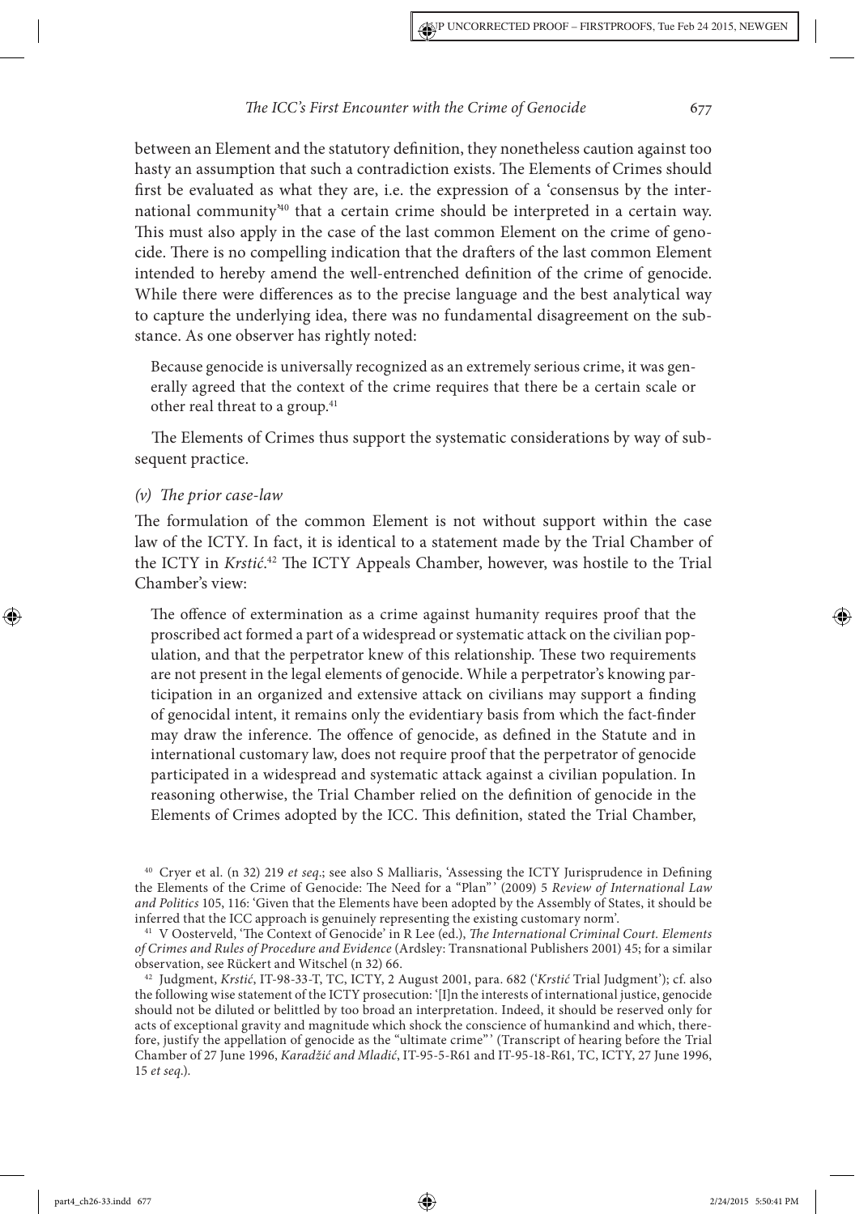between an Element and the statutory definition, they nonetheless caution against too hasty an assumption that such a contradiction exists. The Elements of Crimes should first be evaluated as what they are, i.e. the expression of a 'consensus by the international community'[40] that a certain crime should be interpreted in a certain way. This must also apply in the case of the last common Element on the crime of genocide. There is no compelling indication that the drafters of the last common Element intended to hereby amend the well-entrenched definition of the crime of genocide. While there were differences as to the precise language and the best analytical way to capture the underlying idea, there was no fundamental disagreement on the substance. As one observer has rightly noted:

> Because genocide is universally recognized as an extremely serious crime, it was generally agreed that the context of the crime requires that there be a certain scale or other real threat to a group.[41]

The Elements of Crimes thus support the systematic considerations by way of subsequent practice.

*(v) The prior case-law*

The formulation of the common Element is not without support within the case law of the ICTY. In fact, it is identical to a statement made by the Trial Chamber of the ICTY in *Krstić*.[42] The ICTY Appeals Chamber, however, was hostile to the Trial Chamber's view:

> The offence of extermination as a crime against humanity requires proof that the proscribed act formed a part of a widespread or systematic attack on the civilian population, and that the perpetrator knew of this relationship. These two requirements are not present in the legal elements of genocide. While a perpetrator's knowing participation in an organized and extensive attack on civilians may support a finding of genocidal intent, it remains only the evidentiary basis from which the fact-finder may draw the inference. The offence of genocide, as defined in the Statute and in international customary law, does not require proof that the perpetrator of genocide participated in a widespread and systematic attack against a civilian population. In reasoning otherwise, the Trial Chamber relied on the definition of genocide in the Elements of Crimes adopted by the ICC. This definition, stated the Trial Chamber,

---

[40] Cryer et al. (n 32) 219 *et seq*.; see also S Malliaris, 'Assessing the ICTY Jurisprudence in Defining the Elements of the Crime of Genocide: The Need for a "Plan"' (2009) 5 *Review of International Law and Politics* 105, 116: 'Given that the Elements have been adopted by the Assembly of States, it should be inferred that the ICC approach is genuinely representing the existing customary norm'.

[41] V Oosterveld, 'The Context of Genocide' in R Lee (ed.), *The International Criminal Court. Elements of Crimes and Rules of Procedure and Evidence* (Ardsley: Transnational Publishers 2001) 45; for a similar observation, see Rückert and Witschel (n 32) 66.

[42] Judgment, *Krstić*, IT-98-33-T, TC, ICTY, 2 August 2001, para. 682 ('*Krstić* Trial Judgment'); cf. also the following wise statement of the ICTY prosecution: '[I]n the interests of international justice, genocide should not be diluted or belittled by too broad an interpretation. Indeed, it should be reserved only for acts of exceptional gravity and magnitude which shock the conscience of humankind and which, therefore, justify the appellation of genocide as the "ultimate crime"' (Transcript of hearing before the Trial Chamber of 27 June 1996, *Karadžić and Mladić*, IT-95-5-R61 and IT-95-18-R61, TC, ICTY, 27 June 1996, 15 *et seq*.).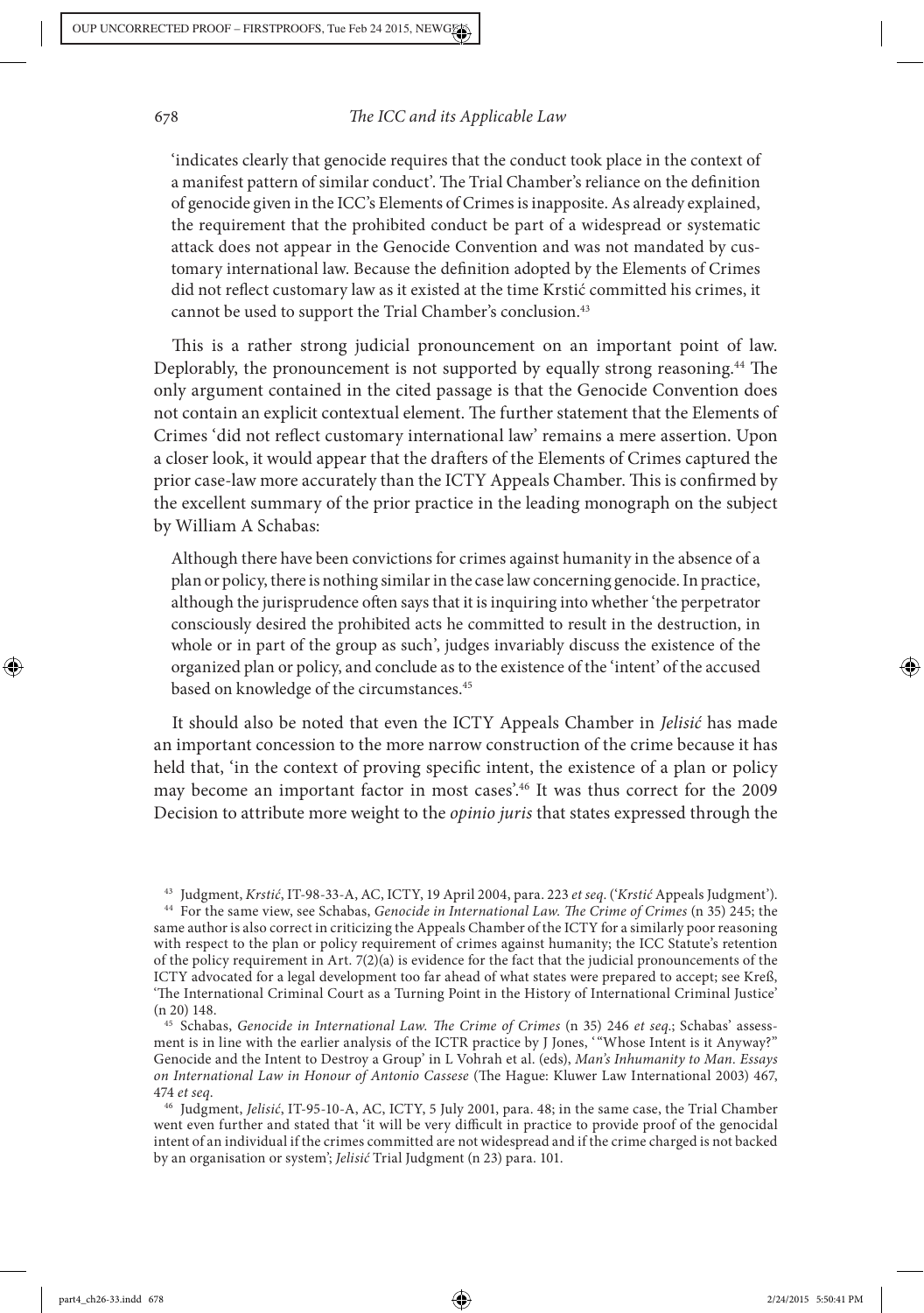'indicates clearly that genocide requires that the conduct took place in the context of a manifest pattern of similar conduct'. The Trial Chamber's reliance on the definition of genocide given in the ICC's Elements of Crimes is inapposite. As already explained, the requirement that the prohibited conduct be part of a widespread or systematic attack does not appear in the Genocide Convention and was not mandated by customary international law. Because the definition adopted by the Elements of Crimes did not reflect customary law as it existed at the time Krstić committed his crimes, it cannot be used to support the Trial Chamber's conclusion.[43]

This is a rather strong judicial pronouncement on an important point of law. Deplorably, the pronouncement is not supported by equally strong reasoning.[44] The only argument contained in the cited passage is that the Genocide Convention does not contain an explicit contextual element. The further statement that the Elements of Crimes 'did not reflect customary international law' remains a mere assertion. Upon a closer look, it would appear that the drafters of the Elements of Crimes captured the prior case-law more accurately than the ICTY Appeals Chamber. This is confirmed by the excellent summary of the prior practice in the leading monograph on the subject by William A Schabas:

> Although there have been convictions for crimes against humanity in the absence of a plan or policy, there is nothing similar in the case law concerning genocide. In practice, although the jurisprudence often says that it is inquiring into whether 'the perpetrator consciously desired the prohibited acts he committed to result in the destruction, in whole or in part of the group as such', judges invariably discuss the existence of the organized plan or policy, and conclude as to the existence of the 'intent' of the accused based on knowledge of the circumstances.[45]

It should also be noted that even the ICTY Appeals Chamber in *Jelisić* has made an important concession to the more narrow construction of the crime because it has held that, 'in the context of proving specific intent, the existence of a plan or policy may become an important factor in most cases'.[46] It was thus correct for the 2009 Decision to attribute more weight to the *opinio juris* that states expressed through the

---

[43] Judgment, *Krstić*, IT-98-33-A, AC, ICTY, 19 April 2004, para. 223 *et seq.* ('*Krstić* Appeals Judgment').

[44] For the same view, see Schabas, *Genocide in International Law. The Crime of Crimes* (n 35) 245; the same author is also correct in criticizing the Appeals Chamber of the ICTY for a similarly poor reasoning with respect to the plan or policy requirement of crimes against humanity; the ICC Statute's retention of the policy requirement in Art. 7(2)(a) is evidence for the fact that the judicial pronouncements of the ICTY advocated for a legal development too far ahead of what states were prepared to accept; see Kreß, 'The International Criminal Court as a Turning Point in the History of International Criminal Justice' (n 20) 148.

[45] Schabas, *Genocide in International Law. The Crime of Crimes* (n 35) 246 *et seq.*; Schabas' assessment is in line with the earlier analysis of the ICTR practice by J Jones, '"Whose Intent is it Anyway?" Genocide and the Intent to Destroy a Group' in L Vohrah et al. (eds), *Man's Inhumanity to Man. Essays on International Law in Honour of Antonio Cassese* (The Hague: Kluwer Law International 2003) 467, 474 *et seq.*

[46] Judgment, *Jelisić*, IT-95-10-A, AC, ICTY, 5 July 2001, para. 48; in the same case, the Trial Chamber went even further and stated that 'it will be very difficult in practice to provide proof of the genocidal intent of an individual if the crimes committed are not widespread and if the crime charged is not backed by an organisation or system'; *Jelisić* Trial Judgment (n 23) para. 101.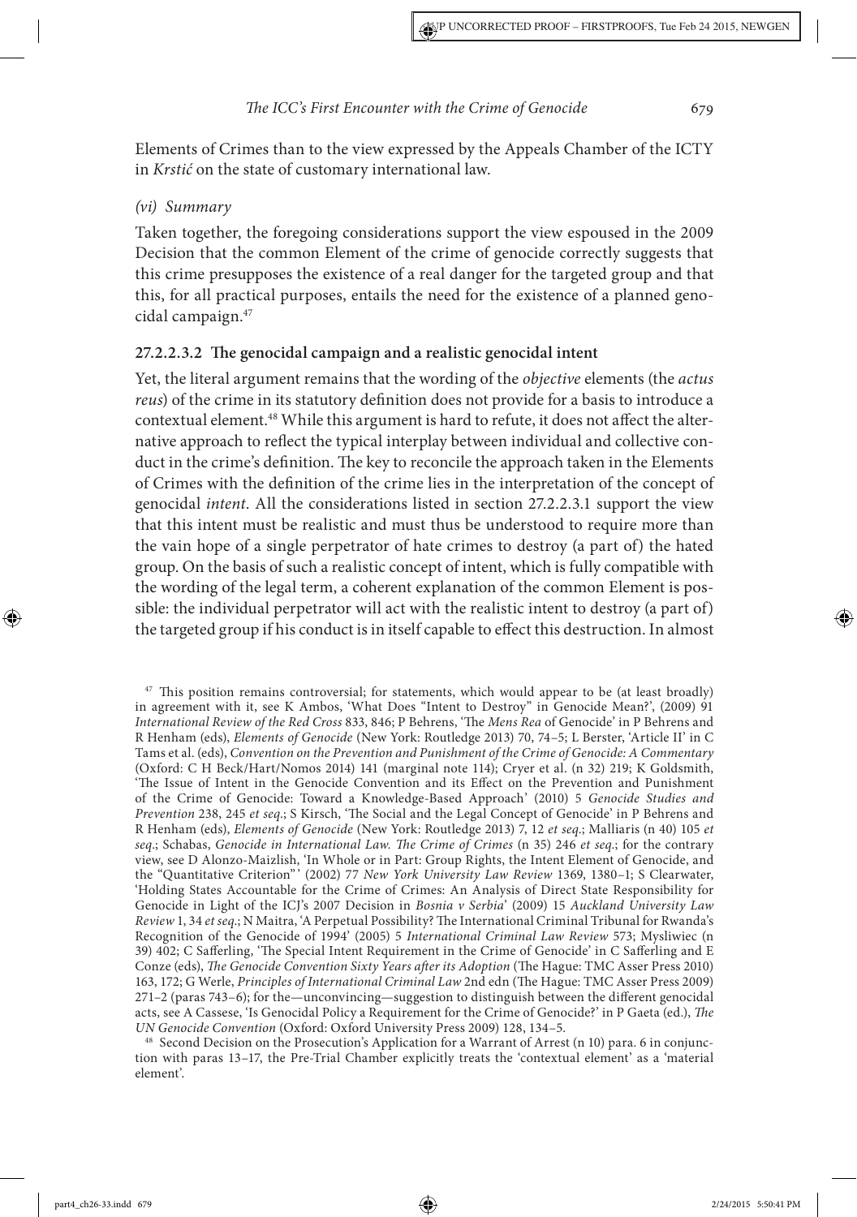Elements of Crimes than to the view expressed by the Appeals Chamber of the ICTY in *Krstić* on the state of customary international law.

#### *(vi) Summary*

Taken together, the foregoing considerations support the view espoused in the 2009 Decision that the common Element of the crime of genocide correctly suggests that this crime presupposes the existence of a real danger for the targeted group and that this, for all practical purposes, entails the need for the existence of a planned genocidal campaign.[47]

### **27.2.2.3.2 The genocidal campaign and a realistic genocidal intent**

Yet, the literal argument remains that the wording of the *objective* elements (the *actus reus*) of the crime in its statutory definition does not provide for a basis to introduce a contextual element.[48] While this argument is hard to refute, it does not affect the alternative approach to reflect the typical interplay between individual and collective conduct in the crime's definition. The key to reconcile the approach taken in the Elements of Crimes with the definition of the crime lies in the interpretation of the concept of genocidal *intent*. All the considerations listed in section 27.2.2.3.1 support the view that this intent must be realistic and must thus be understood to require more than the vain hope of a single perpetrator of hate crimes to destroy (a part of) the hated group. On the basis of such a realistic concept of intent, which is fully compatible with the wording of the legal term, a coherent explanation of the common Element is possible: the individual perpetrator will act with the realistic intent to destroy (a part of) the targeted group if his conduct is in itself capable to effect this destruction. In almost

---

[47] This position remains controversial; for statements, which would appear to be (at least broadly) in agreement with it, see K Ambos, 'What Does "Intent to Destroy" in Genocide Mean?', (2009) 91 *International Review of the Red Cross* 833, 846; P Behrens, 'The *Mens Rea* of Genocide' in P Behrens and R Henham (eds), *Elements of Genocide* (New York: Routledge 2013) 70, 74–5; L Berster, 'Article II' in C Tams et al. (eds), *Convention on the Prevention and Punishment of the Crime of Genocide: A Commentary* (Oxford: C H Beck/Hart/Nomos 2014) 141 (marginal note 114); Cryer et al. (n 32) 219; K Goldsmith, 'The Issue of Intent in the Genocide Convention and its Effect on the Prevention and Punishment of the Crime of Genocide: Toward a Knowledge-Based Approach' (2010) 5 *Genocide Studies and Prevention* 238, 245 *et seq.*; S Kirsch, 'The Social and the Legal Concept of Genocide' in P Behrens and R Henham (eds), *Elements of Genocide* (New York: Routledge 2013) 7, 12 *et seq.*; Malliaris (n 40) 105 *et seq.*; Schabas, *Genocide in International Law. The Crime of Crimes* (n 35) 246 *et seq.*; for the contrary view, see D Alonzo-Maizlish, 'In Whole or in Part: Group Rights, the Intent Element of Genocide, and the "Quantitative Criterion"' (2002) 77 *New York University Law Review* 1369, 1380–1; S Clearwater, 'Holding States Accountable for the Crime of Crimes: An Analysis of Direct State Responsibility for Genocide in Light of the ICJ's 2007 Decision in *Bosnia v Serbia*' (2009) 15 *Auckland University Law Review* 1, 34 *et seq.*; N Maitra, 'A Perpetual Possibility? The International Criminal Tribunal for Rwanda's Recognition of the Genocide of 1994' (2005) 5 *International Criminal Law Review* 573; Mysliwiec (n 39) 402; C Safferling, 'The Special Intent Requirement in the Crime of Genocide' in C Safferling and E Conze (eds), *The Genocide Convention Sixty Years after its Adoption* (The Hague: TMC Asser Press 2010) 163, 172; G Werle, *Principles of International Criminal Law* 2nd edn (The Hague: TMC Asser Press 2009) 271–2 (paras 743–6); for the—unconvincing—suggestion to distinguish between the different genocidal acts, see A Cassese, 'Is Genocidal Policy a Requirement for the Crime of Genocide?' in P Gaeta (ed.), *The UN Genocide Convention* (Oxford: Oxford University Press 2009) 128, 134–5.

[48] Second Decision on the Prosecution's Application for a Warrant of Arrest (n 10) para. 6 in conjunction with paras 13–17, the Pre-Trial Chamber explicitly treats the 'contextual element' as a 'material element'.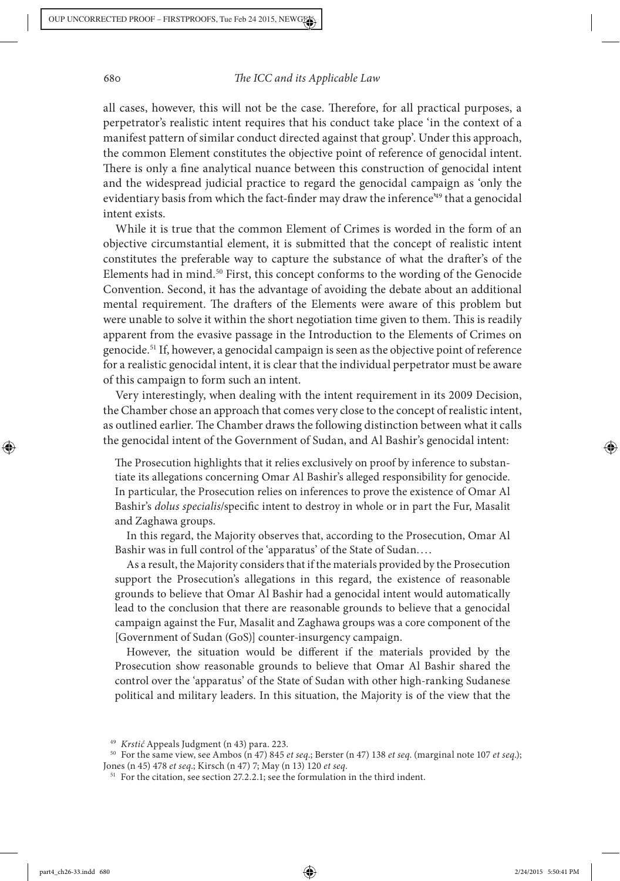all cases, however, this will not be the case. Therefore, for all practical purposes, a perpetrator's realistic intent requires that his conduct take place 'in the context of a manifest pattern of similar conduct directed against that group'. Under this approach, the common Element constitutes the objective point of reference of genocidal intent. There is only a fine analytical nuance between this construction of genocidal intent and the widespread judicial practice to regard the genocidal campaign as 'only the evidentiary basis from which the fact-finder may draw the inference'[49] that a genocidal intent exists.

While it is true that the common Element of Crimes is worded in the form of an objective circumstantial element, it is submitted that the concept of realistic intent constitutes the preferable way to capture the substance of what the drafter's of the Elements had in mind.[50] First, this concept conforms to the wording of the Genocide Convention. Second, it has the advantage of avoiding the debate about an additional mental requirement. The drafters of the Elements were aware of this problem but were unable to solve it within the short negotiation time given to them. This is readily apparent from the evasive passage in the Introduction to the Elements of Crimes on genocide.[51] If, however, a genocidal campaign is seen as the objective point of reference for a realistic genocidal intent, it is clear that the individual perpetrator must be aware of this campaign to form such an intent.

Very interestingly, when dealing with the intent requirement in its 2009 Decision, the Chamber chose an approach that comes very close to the concept of realistic intent, as outlined earlier. The Chamber draws the following distinction between what it calls the genocidal intent of the Government of Sudan, and Al Bashir's genocidal intent:

> The Prosecution highlights that it relies exclusively on proof by inference to substantiate its allegations concerning Omar Al Bashir's alleged responsibility for genocide. In particular, the Prosecution relies on inferences to prove the existence of Omar Al Bashir's *dolus specialis*/specific intent to destroy in whole or in part the Fur, Masalit and Zaghawa groups.
>
> In this regard, the Majority observes that, according to the Prosecution, Omar Al Bashir was in full control of the 'apparatus' of the State of Sudan. . . .
>
> As a result, the Majority considers that if the materials provided by the Prosecution support the Prosecution's allegations in this regard, the existence of reasonable grounds to believe that Omar Al Bashir had a genocidal intent would automatically lead to the conclusion that there are reasonable grounds to believe that a genocidal campaign against the Fur, Masalit and Zaghawa groups was a core component of the [Government of Sudan (GoS)] counter-insurgency campaign.
>
> However, the situation would be different if the materials provided by the Prosecution show reasonable grounds to believe that Omar Al Bashir shared the control over the 'apparatus' of the State of Sudan with other high-ranking Sudanese political and military leaders. In this situation, the Majority is of the view that the

[49] *Krstić* Appeals Judgment (n 43) para. 223.

[50] For the same view, see Ambos (n 47) 845 *et seq*.; Berster (n 47) 138 *et seq*. (marginal note 107 *et seq*.); Jones (n 45) 478 *et seq*.; Kirsch (n 47) 7; May (n 13) 120 *et seq*.

[51] For the citation, see section 27.2.2.1; see the formulation in the third indent.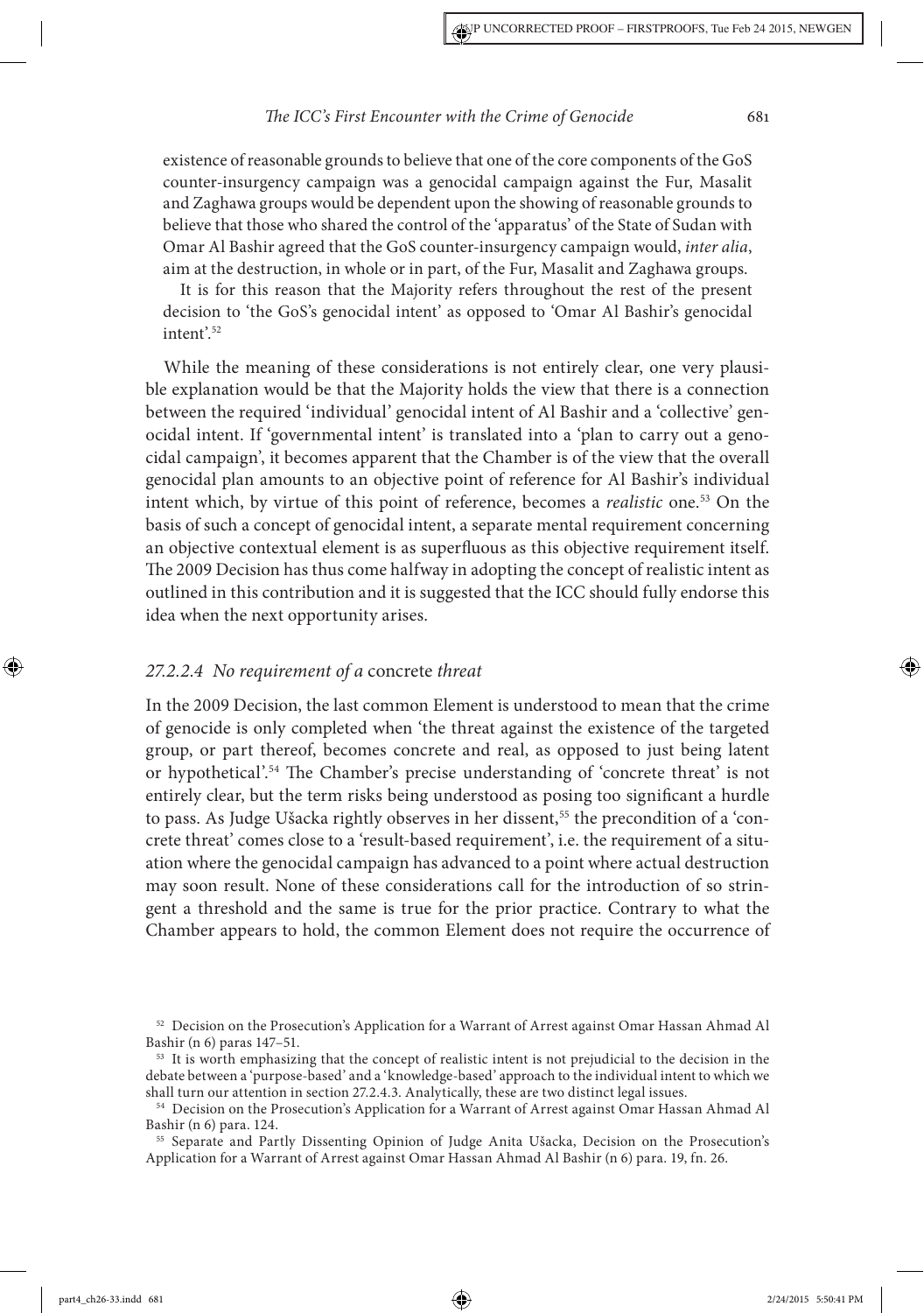existence of reasonable grounds to believe that one of the core components of the GoS counter-insurgency campaign was a genocidal campaign against the Fur, Masalit and Zaghawa groups would be dependent upon the showing of reasonable grounds to believe that those who shared the control of the 'apparatus' of the State of Sudan with Omar Al Bashir agreed that the GoS counter-insurgency campaign would, *inter alia*, aim at the destruction, in whole or in part, of the Fur, Masalit and Zaghawa groups.

It is for this reason that the Majority refers throughout the rest of the present decision to 'the GoS's genocidal intent' as opposed to 'Omar Al Bashir's genocidal intent'.[52]

While the meaning of these considerations is not entirely clear, one very plausible explanation would be that the Majority holds the view that there is a connection between the required 'individual' genocidal intent of Al Bashir and a 'collective' genocidal intent. If 'governmental intent' is translated into a 'plan to carry out a genocidal campaign', it becomes apparent that the Chamber is of the view that the overall genocidal plan amounts to an objective point of reference for Al Bashir's individual intent which, by virtue of this point of reference, becomes a *realistic* one.[53] On the basis of such a concept of genocidal intent, a separate mental requirement concerning an objective contextual element is as superfluous as this objective requirement itself. The 2009 Decision has thus come halfway in adopting the concept of realistic intent as outlined in this contribution and it is suggested that the ICC should fully endorse this idea when the next opportunity arises.

### *27.2.2.4 No requirement of a* concrete *threat*

In the 2009 Decision, the last common Element is understood to mean that the crime of genocide is only completed when 'the threat against the existence of the targeted group, or part thereof, becomes concrete and real, as opposed to just being latent or hypothetical'.[54] The Chamber's precise understanding of 'concrete threat' is not entirely clear, but the term risks being understood as posing too significant a hurdle to pass. As Judge Ušacka rightly observes in her dissent,[55] the precondition of a 'concrete threat' comes close to a 'result-based requirement', i.e. the requirement of a situation where the genocidal campaign has advanced to a point where actual destruction may soon result. None of these considerations call for the introduction of so stringent a threshold and the same is true for the prior practice. Contrary to what the Chamber appears to hold, the common Element does not require the occurrence of

[52] Decision on the Prosecution's Application for a Warrant of Arrest against Omar Hassan Ahmad Al Bashir (n 6) paras 147–51.

[53] It is worth emphasizing that the concept of realistic intent is not prejudicial to the decision in the debate between a 'purpose-based' and a 'knowledge-based' approach to the individual intent to which we shall turn our attention in section 27.2.4.3. Analytically, these are two distinct legal issues.

[54] Decision on the Prosecution's Application for a Warrant of Arrest against Omar Hassan Ahmad Al Bashir (n 6) para. 124.

[55] Separate and Partly Dissenting Opinion of Judge Anita Ušacka, Decision on the Prosecution's Application for a Warrant of Arrest against Omar Hassan Ahmad Al Bashir (n 6) para. 19, fn. 26.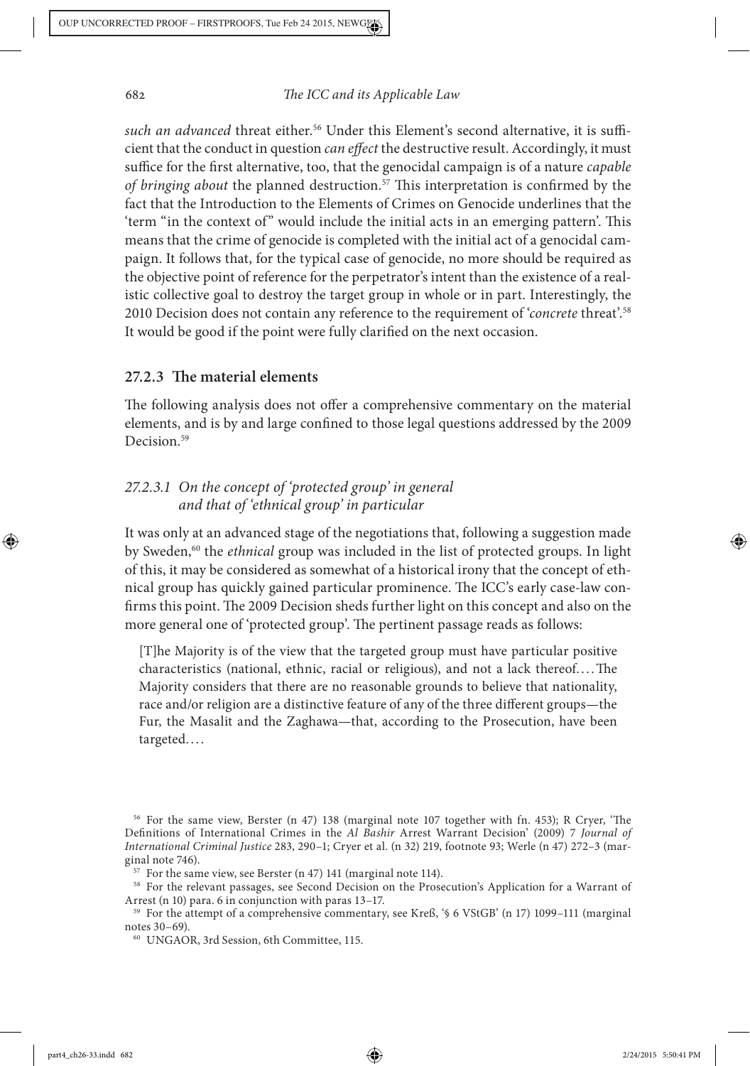*such an advanced* threat either.[56] Under this Element's second alternative, it is sufficient that the conduct in question *can effect* the destructive result. Accordingly, it must suffice for the first alternative, too, that the genocidal campaign is of a nature *capable of bringing about* the planned destruction.[57] This interpretation is confirmed by the fact that the Introduction to the Elements of Crimes on Genocide underlines that the 'term "in the context of" would include the initial acts in an emerging pattern'. This means that the crime of genocide is completed with the initial act of a genocidal campaign. It follows that, for the typical case of genocide, no more should be required as the objective point of reference for the perpetrator's intent than the existence of a realistic collective goal to destroy the target group in whole or in part. Interestingly, the 2010 Decision does not contain any reference to the requirement of '*concrete* threat'.[58] It would be good if the point were fully clarified on the next occasion.

### 27.2.3 The material elements

The following analysis does not offer a comprehensive commentary on the material elements, and is by and large confined to those legal questions addressed by the 2009 Decision.[59]

#### *27.2.3.1 On the concept of 'protected group' in general and that of 'ethnical group' in particular*

It was only at an advanced stage of the negotiations that, following a suggestion made by Sweden,[60] the *ethnical* group was included in the list of protected groups. In light of this, it may be considered as somewhat of a historical irony that the concept of ethnical group has quickly gained particular prominence. The ICC's early case-law confirms this point. The 2009 Decision sheds further light on this concept and also on the more general one of 'protected group'. The pertinent passage reads as follows:

> [T]he Majority is of the view that the targeted group must have particular positive characteristics (national, ethnic, racial or religious), and not a lack thereof.... The Majority considers that there are no reasonable grounds to believe that nationality, race and/or religion are a distinctive feature of any of the three different groups—the Fur, the Masalit and the Zaghawa—that, according to the Prosecution, have been targeted....

---

[56] For the same view, Berster (n 47) 138 (marginal note 107 together with fn. 453); R Cryer, 'The Definitions of International Crimes in the *Al Bashir* Arrest Warrant Decision' (2009) 7 *Journal of International Criminal Justice* 283, 290–1; Cryer et al. (n 32) 219, footnote 93; Werle (n 47) 272–3 (marginal note 746).

[57] For the same view, see Berster (n 47) 141 (marginal note 114).

[58] For the relevant passages, see Second Decision on the Prosecution's Application for a Warrant of Arrest (n 10) para. 6 in conjunction with paras 13–17.

[59] For the attempt of a comprehensive commentary, see Kreß, '§ 6 VStGB' (n 17) 1099–111 (marginal notes 30–69).

[60] UNGAOR, 3rd Session, 6th Committee, 115.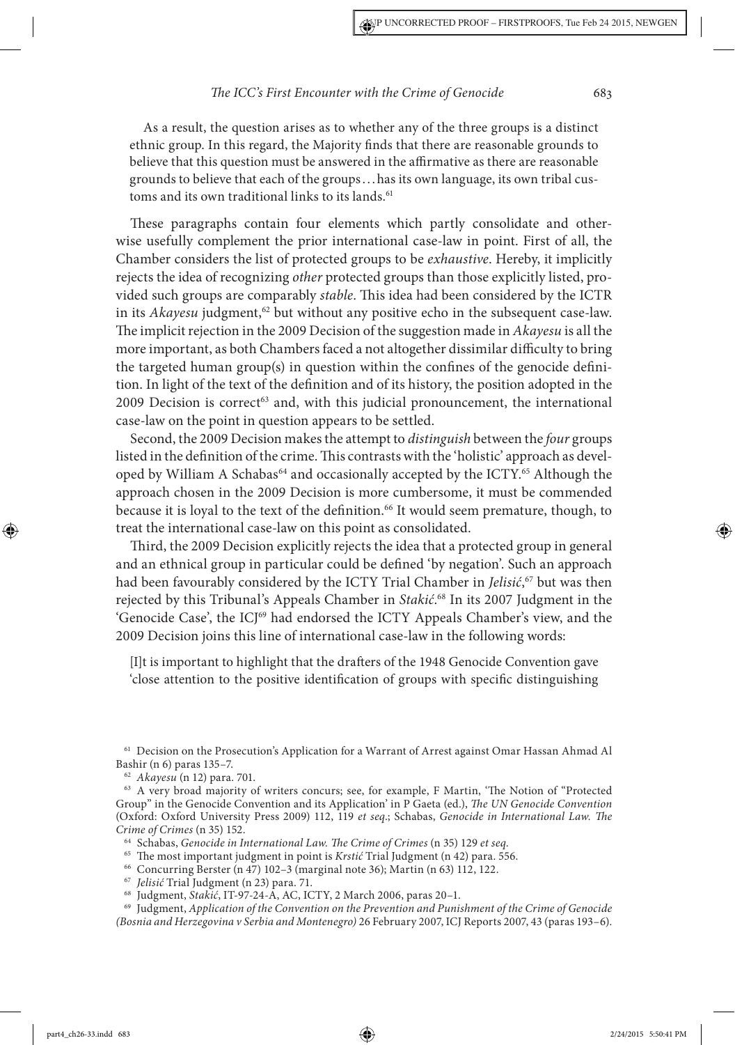As a result, the question arises as to whether any of the three groups is a distinct ethnic group. In this regard, the Majority finds that there are reasonable grounds to believe that this question must be answered in the affirmative as there are reasonable grounds to believe that each of the groups . . . has its own language, its own tribal customs and its own traditional links to its lands.[61]

These paragraphs contain four elements which partly consolidate and otherwise usefully complement the prior international case-law in point. First of all, the Chamber considers the list of protected groups to be *exhaustive*. Hereby, it implicitly rejects the idea of recognizing *other* protected groups than those explicitly listed, provided such groups are comparably *stable*. This idea had been considered by the ICTR in its *Akayesu* judgment,[62] but without any positive echo in the subsequent case-law. The implicit rejection in the 2009 Decision of the suggestion made in *Akayesu* is all the more important, as both Chambers faced a not altogether dissimilar difficulty to bring the targeted human group(s) in question within the confines of the genocide definition. In light of the text of the definition and of its history, the position adopted in the 2009 Decision is correct[63] and, with this judicial pronouncement, the international case-law on the point in question appears to be settled.

Second, the 2009 Decision makes the attempt to *distinguish* between the *four* groups listed in the definition of the crime. This contrasts with the 'holistic' approach as developed by William A Schabas[64] and occasionally accepted by the ICTY.[65] Although the approach chosen in the 2009 Decision is more cumbersome, it must be commended because it is loyal to the text of the definition.[66] It would seem premature, though, to treat the international case-law on this point as consolidated.

Third, the 2009 Decision explicitly rejects the idea that a protected group in general and an ethnical group in particular could be defined 'by negation'. Such an approach had been favourably considered by the ICTY Trial Chamber in *Jelisić*,[67] but was then rejected by this Tribunal's Appeals Chamber in *Stakić*.[68] In its 2007 Judgment in the 'Genocide Case', the ICJ[69] had endorsed the ICTY Appeals Chamber's view, and the 2009 Decision joins this line of international case-law in the following words:

[I]t is important to highlight that the drafters of the 1948 Genocide Convention gave 'close attention to the positive identification of groups with specific distinguishing

---

[61] Decision on the Prosecution's Application for a Warrant of Arrest against Omar Hassan Ahmad Al Bashir (n 6) paras 135–7.

[62] *Akayesu* (n 12) para. 701.

[63] A very broad majority of writers concurs; see, for example, F Martin, 'The Notion of "Protected Group" in the Genocide Convention and its Application' in P Gaeta (ed.), *The UN Genocide Convention* (Oxford: Oxford University Press 2009) 112, 119 *et seq*.; Schabas, *Genocide in International Law. The Crime of Crimes* (n 35) 152.

[64] Schabas, *Genocide in International Law. The Crime of Crimes* (n 35) 129 *et seq*.

[65] The most important judgment in point is *Krstić* Trial Judgment (n 42) para. 556.

[66] Concurring Berster (n 47) 102–3 (marginal note 36); Martin (n 63) 112, 122.

[67] *Jelisić* Trial Judgment (n 23) para. 71.

[68] Judgment, *Stakić*, IT-97-24-A, AC, ICTY, 2 March 2006, paras 20–1.

[69] Judgment, *Application of the Convention on the Prevention and Punishment of the Crime of Genocide (Bosnia and Herzegovina v Serbia and Montenegro)* 26 February 2007, ICJ Reports 2007, 43 (paras 193–6).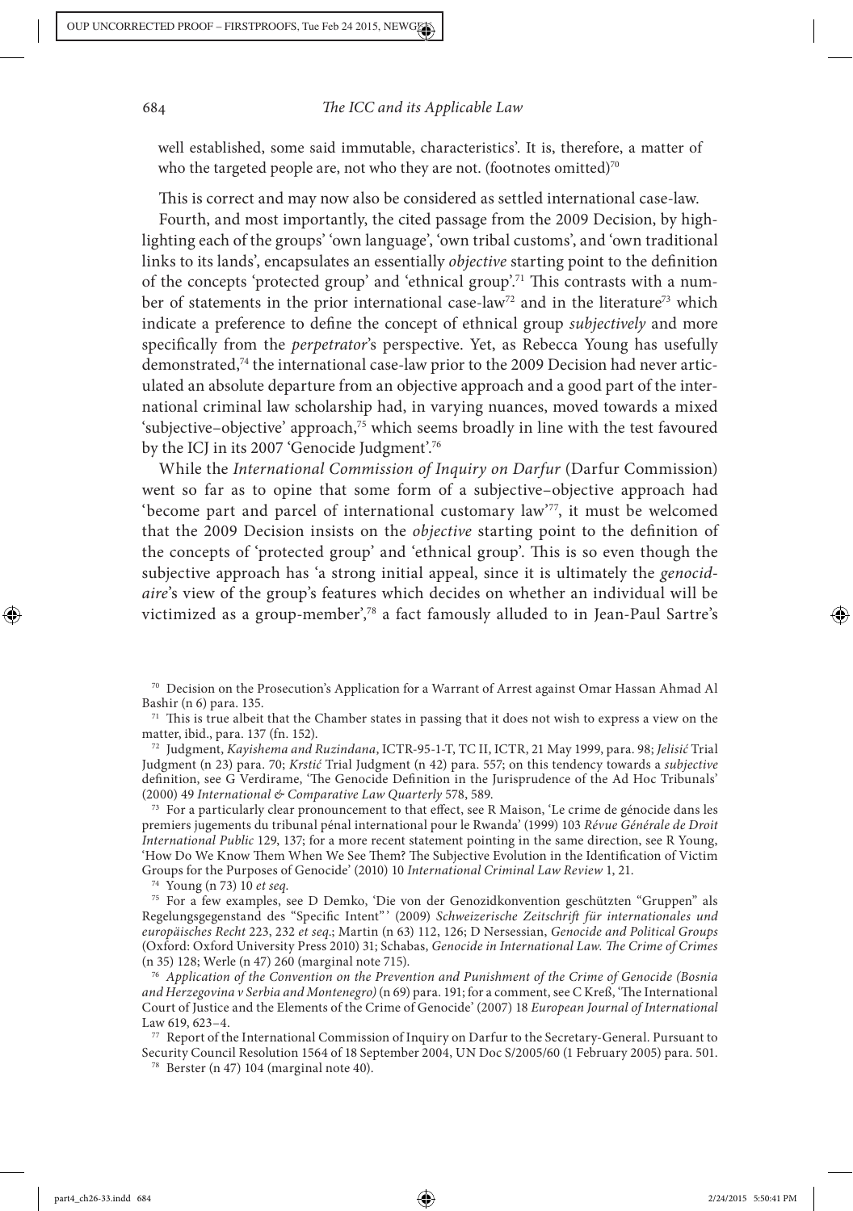well established, some said immutable, characteristics'. It is, therefore, a matter of who the targeted people are, not who they are not. (footnotes omitted)[70]

This is correct and may now also be considered as settled international case-law.

Fourth, and most importantly, the cited passage from the 2009 Decision, by highlighting each of the groups' 'own language', 'own tribal customs', and 'own traditional links to its lands', encapsulates an essentially *objective* starting point to the definition of the concepts 'protected group' and 'ethnical group'.[71] This contrasts with a number of statements in the prior international case-law[72] and in the literature[73] which indicate a preference to define the concept of ethnical group *subjectively* and more specifically from the *perpetrator*'s perspective. Yet, as Rebecca Young has usefully demonstrated,[74] the international case-law prior to the 2009 Decision had never articulated an absolute departure from an objective approach and a good part of the international criminal law scholarship had, in varying nuances, moved towards a mixed 'subjective–objective' approach,[75] which seems broadly in line with the test favoured by the ICJ in its 2007 'Genocide Judgment'.[76]

While the *International Commission of Inquiry on Darfur* (Darfur Commission) went so far as to opine that some form of a subjective–objective approach had 'become part and parcel of international customary law'[77], it must be welcomed that the 2009 Decision insists on the *objective* starting point to the definition of the concepts of 'protected group' and 'ethnical group'. This is so even though the subjective approach has 'a strong initial appeal, since it is ultimately the *genocidaire*'s view of the group's features which decides on whether an individual will be victimized as a group-member',[78] a fact famously alluded to in Jean-Paul Sartre's

---

[70] Decision on the Prosecution's Application for a Warrant of Arrest against Omar Hassan Ahmad Al Bashir (n 6) para. 135.

[71] This is true albeit that the Chamber states in passing that it does not wish to express a view on the matter, ibid., para. 137 (fn. 152).

[72] Judgment, *Kayishema and Ruzindana*, ICTR-95-1-T, TC II, ICTR, 21 May 1999, para. 98; *Jelisić* Trial Judgment (n 23) para. 70; *Krstić* Trial Judgment (n 42) para. 557; on this tendency towards a *subjective* definition, see G Verdirame, 'The Genocide Definition in the Jurisprudence of the Ad Hoc Tribunals' (2000) 49 *International & Comparative Law Quarterly* 578, 589.

[73] For a particularly clear pronouncement to that effect, see R Maison, 'Le crime de génocide dans les premiers jugements du tribunal pénal international pour le Rwanda' (1999) 103 *Révue Générale de Droit International Public* 129, 137; for a more recent statement pointing in the same direction, see R Young, 'How Do We Know Them When We See Them? The Subjective Evolution in the Identification of Victim Groups for the Purposes of Genocide' (2010) 10 *International Criminal Law Review* 1, 21.

[74] Young (n 73) 10 *et seq.*

[75] For a few examples, see D Demko, 'Die von der Genozidkonvention geschützten "Gruppen" als Regelungsgegenstand des "Specific Intent"' (2009) *Schweizerische Zeitschrift für internationales und europäisches Recht* 223, 232 *et seq.*; Martin (n 63) 112, 126; D Nersessian, *Genocide and Political Groups* (Oxford: Oxford University Press 2010) 31; Schabas, *Genocide in International Law. The Crime of Crimes* (n 35) 128; Werle (n 47) 260 (marginal note 715).

[76] *Application of the Convention on the Prevention and Punishment of the Crime of Genocide (Bosnia and Herzegovina v Serbia and Montenegro)* (n 69) para. 191; for a comment, see C Kreß, 'The International Court of Justice and the Elements of the Crime of Genocide' (2007) 18 *European Journal of International Law* 619, 623–4.

[77] Report of the International Commission of Inquiry on Darfur to the Secretary-General. Pursuant to Security Council Resolution 1564 of 18 September 2004, UN Doc S/2005/60 (1 February 2005) para. 501.

[78] Berster (n 47) 104 (marginal note 40).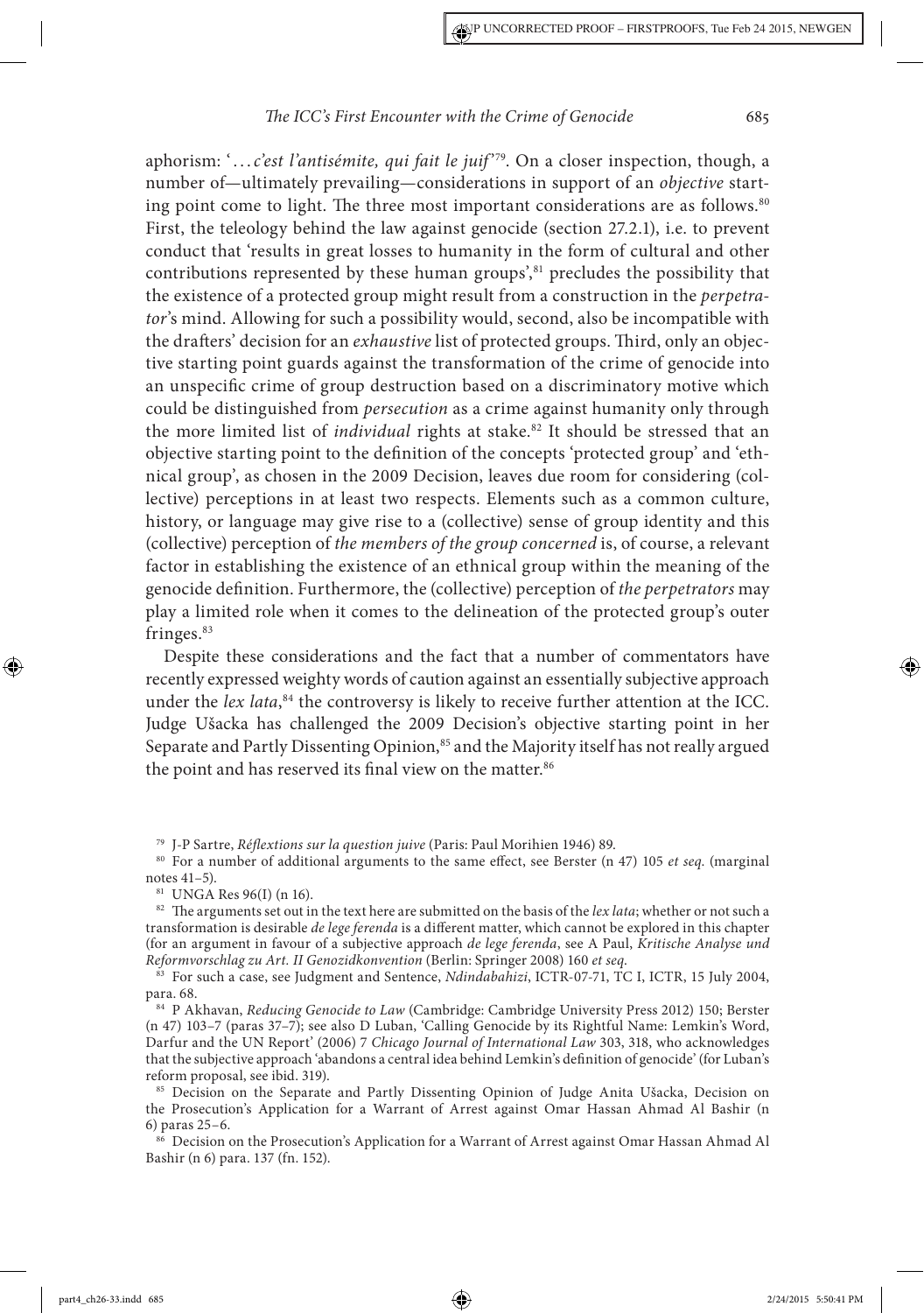aphorism: '…*c'est l'antisémite, qui fait le juif*'[79]. On a closer inspection, though, a number of—ultimately prevailing—considerations in support of an *objective* starting point come to light. The three most important considerations are as follows.[80] First, the teleology behind the law against genocide (section 27.2.1), i.e. to prevent conduct that 'results in great losses to humanity in the form of cultural and other contributions represented by these human groups',[81] precludes the possibility that the existence of a protected group might result from a construction in the *perpetrator*'s mind. Allowing for such a possibility would, second, also be incompatible with the drafters' decision for an *exhaustive* list of protected groups. Third, only an objective starting point guards against the transformation of the crime of genocide into an unspecific crime of group destruction based on a discriminatory motive which could be distinguished from *persecution* as a crime against humanity only through the more limited list of *individual* rights at stake.[82] It should be stressed that an objective starting point to the definition of the concepts 'protected group' and 'ethnical group', as chosen in the 2009 Decision, leaves due room for considering (collective) perceptions in at least two respects. Elements such as a common culture, history, or language may give rise to a (collective) sense of group identity and this (collective) perception of *the members of the group concerned* is, of course, a relevant factor in establishing the existence of an ethnical group within the meaning of the genocide definition. Furthermore, the (collective) perception of *the perpetrators* may play a limited role when it comes to the delineation of the protected group's outer fringes.[83]

Despite these considerations and the fact that a number of commentators have recently expressed weighty words of caution against an essentially subjective approach under the *lex lata*,[84] the controversy is likely to receive further attention at the ICC. Judge Ušacka has challenged the 2009 Decision's objective starting point in her Separate and Partly Dissenting Opinion,[85] and the Majority itself has not really argued the point and has reserved its final view on the matter.[86]

---

[79] J-P Sartre, *Réflextions sur la question juive* (Paris: Paul Morihien 1946) 89.

[80] For a number of additional arguments to the same effect, see Berster (n 47) 105 *et seq.* (marginal notes 41–5).

[81] UNGA Res 96(I) (n 16).

[82] The arguments set out in the text here are submitted on the basis of the *lex lata*; whether or not such a transformation is desirable *de lege ferenda* is a different matter, which cannot be explored in this chapter (for an argument in favour of a subjective approach *de lege ferenda*, see A Paul, *Kritische Analyse und Reformvorschlag zu Art. II Genozidkonvention* (Berlin: Springer 2008) 160 *et seq.*

[83] For such a case, see Judgment and Sentence, *Ndindabahizi*, ICTR-07-71, TC I, ICTR, 15 July 2004, para. 68.

[84] P Akhavan, *Reducing Genocide to Law* (Cambridge: Cambridge University Press 2012) 150; Berster (n 47) 103–7 (paras 37–7); see also D Luban, 'Calling Genocide by its Rightful Name: Lemkin's Word, Darfur and the UN Report' (2006) 7 *Chicago Journal of International Law* 303, 318, who acknowledges that the subjective approach 'abandons a central idea behind Lemkin's definition of genocide' (for Luban's reform proposal, see ibid. 319).

[85] Decision on the Separate and Partly Dissenting Opinion of Judge Anita Ušacka, Decision on the Prosecution's Application for a Warrant of Arrest against Omar Hassan Ahmad Al Bashir (n 6) paras 25–6.

[86] Decision on the Prosecution's Application for a Warrant of Arrest against Omar Hassan Ahmad Al Bashir (n 6) para. 137 (fn. 152).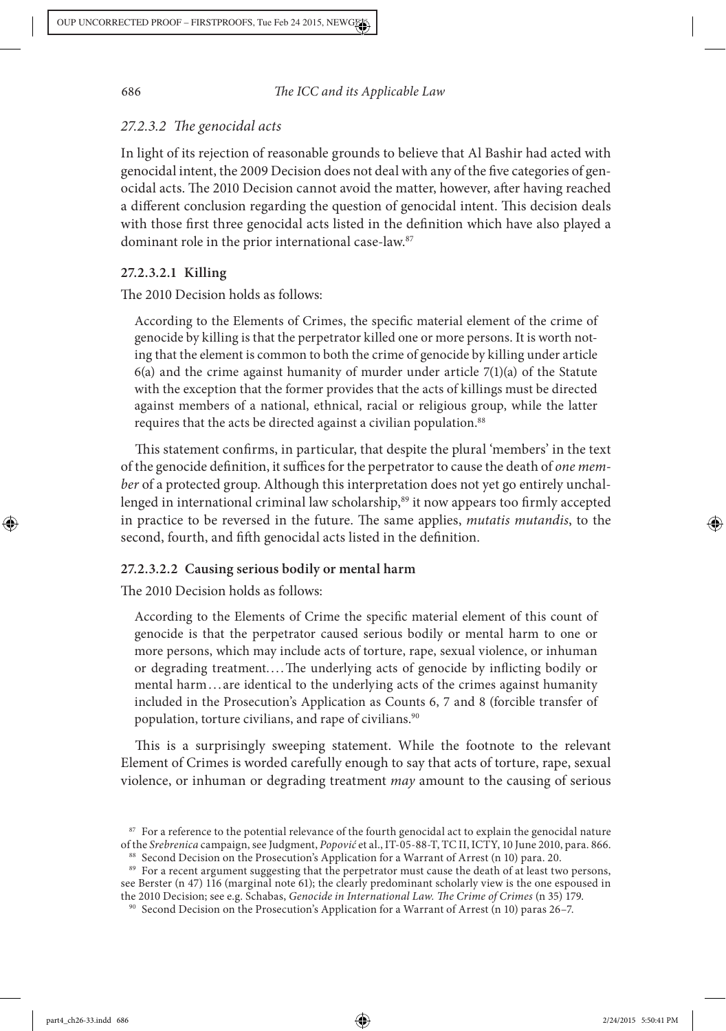### *27.2.3.2 The genocidal acts*

In light of its rejection of reasonable grounds to believe that Al Bashir had acted with genocidal intent, the 2009 Decision does not deal with any of the five categories of genocidal acts. The 2010 Decision cannot avoid the matter, however, after having reached a different conclusion regarding the question of genocidal intent. This decision deals with those first three genocidal acts listed in the definition which have also played a dominant role in the prior international case-law.[87]

#### 27.2.3.2.1 Killing

The 2010 Decision holds as follows:

> According to the Elements of Crimes, the specific material element of the crime of genocide by killing is that the perpetrator killed one or more persons. It is worth noting that the element is common to both the crime of genocide by killing under article 6(a) and the crime against humanity of murder under article 7(1)(a) of the Statute with the exception that the former provides that the acts of killings must be directed against members of a national, ethnical, racial or religious group, while the latter requires that the acts be directed against a civilian population.[88]

This statement confirms, in particular, that despite the plural 'members' in the text of the genocide definition, it suffices for the perpetrator to cause the death of *one member* of a protected group. Although this interpretation does not yet go entirely unchallenged in international criminal law scholarship,[89] it now appears too firmly accepted in practice to be reversed in the future. The same applies, *mutatis mutandis*, to the second, fourth, and fifth genocidal acts listed in the definition.

#### 27.2.3.2.2 Causing serious bodily or mental harm

The 2010 Decision holds as follows:

> According to the Elements of Crime the specific material element of this count of genocide is that the perpetrator caused serious bodily or mental harm to one or more persons, which may include acts of torture, rape, sexual violence, or inhuman or degrading treatment.... The underlying acts of genocide by inflicting bodily or mental harm... are identical to the underlying acts of the crimes against humanity included in the Prosecution's Application as Counts 6, 7 and 8 (forcible transfer of population, torture civilians, and rape of civilians.[90]

This is a surprisingly sweeping statement. While the footnote to the relevant Element of Crimes is worded carefully enough to say that acts of torture, rape, sexual violence, or inhuman or degrading treatment *may* amount to the causing of serious

---

[87] For a reference to the potential relevance of the fourth genocidal act to explain the genocidal nature of the *Srebrenica* campaign, see Judgment, *Popović* et al., IT-05-88-T, TC II, ICTY, 10 June 2010, para. 866.

[88] Second Decision on the Prosecution's Application for a Warrant of Arrest (n 10) para. 20.

[89] For a recent argument suggesting that the perpetrator must cause the death of at least two persons, see Berster (n 47) 116 (marginal note 61); the clearly predominant scholarly view is the one espoused in the 2010 Decision; see e.g. Schabas, *Genocide in International Law. The Crime of Crimes* (n 35) 179.

[90] Second Decision on the Prosecution's Application for a Warrant of Arrest (n 10) paras 26–7.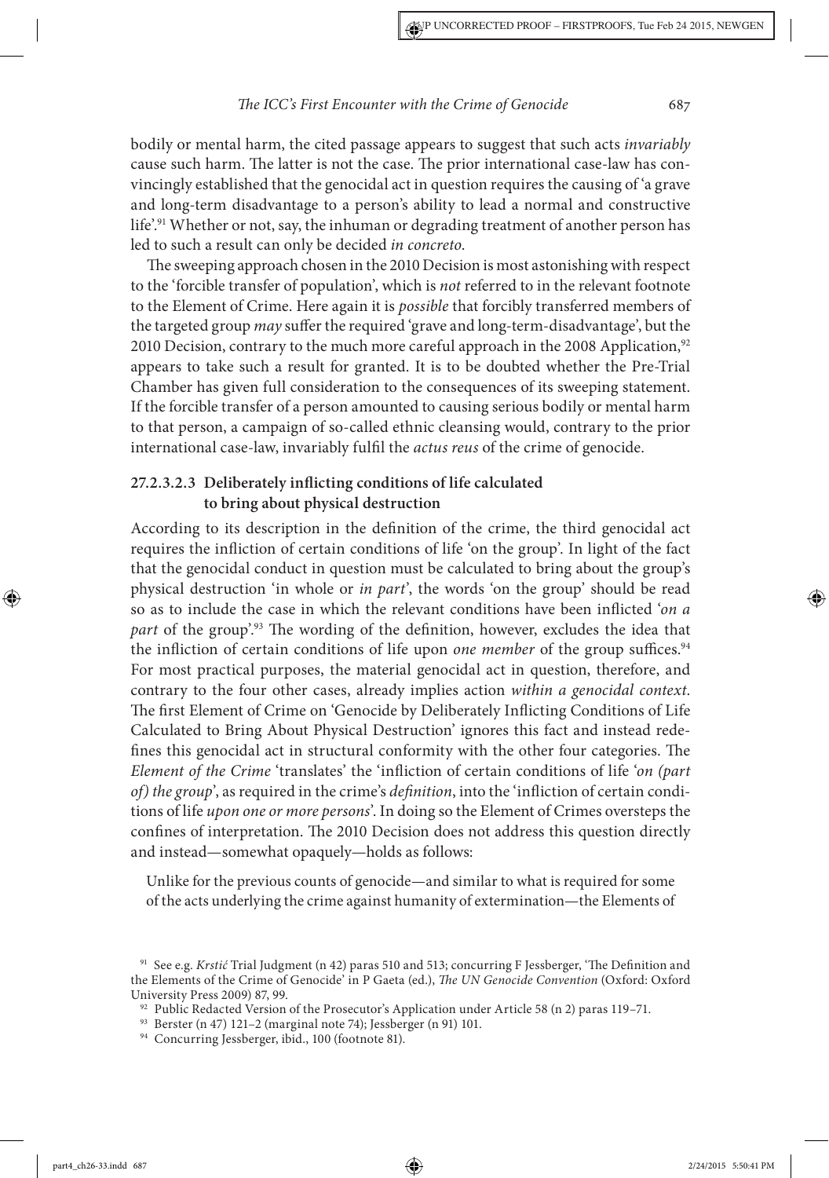bodily or mental harm, the cited passage appears to suggest that such acts *invariably* cause such harm. The latter is not the case. The prior international case-law has convincingly established that the genocidal act in question requires the causing of 'a grave and long-term disadvantage to a person's ability to lead a normal and constructive life'.[91] Whether or not, say, the inhuman or degrading treatment of another person has led to such a result can only be decided *in concreto*.

The sweeping approach chosen in the 2010 Decision is most astonishing with respect to the 'forcible transfer of population', which is *not* referred to in the relevant footnote to the Element of Crime. Here again it is *possible* that forcibly transferred members of the targeted group *may* suffer the required 'grave and long-term-disadvantage', but the 2010 Decision, contrary to the much more careful approach in the 2008 Application,[92] appears to take such a result for granted. It is to be doubted whether the Pre-Trial Chamber has given full consideration to the consequences of its sweeping statement. If the forcible transfer of a person amounted to causing serious bodily or mental harm to that person, a campaign of so-called ethnic cleansing would, contrary to the prior international case-law, invariably fulfil the *actus reus* of the crime of genocide.

#### 27.2.3.2.3 Deliberately inflicting conditions of life calculated to bring about physical destruction

According to its description in the definition of the crime, the third genocidal act requires the infliction of certain conditions of life 'on the group'. In light of the fact that the genocidal conduct in question must be calculated to bring about the group's physical destruction 'in whole or *in part*', the words 'on the group' should be read so as to include the case in which the relevant conditions have been inflicted '*on a part* of the group'.[93] The wording of the definition, however, excludes the idea that the infliction of certain conditions of life upon *one member* of the group suffices.[94] For most practical purposes, the material genocidal act in question, therefore, and contrary to the four other cases, already implies action *within a genocidal context*. The first Element of Crime on 'Genocide by Deliberately Inflicting Conditions of Life Calculated to Bring About Physical Destruction' ignores this fact and instead redefines this genocidal act in structural conformity with the other four categories. The *Element of the Crime* 'translates' the 'infliction of certain conditions of life '*on (part of) the group*', as required in the crime's *definition*, into the 'infliction of certain conditions of life *upon one or more persons*'. In doing so the Element of Crimes oversteps the confines of interpretation. The 2010 Decision does not address this question directly and instead—somewhat opaquely—holds as follows:

> Unlike for the previous counts of genocide—and similar to what is required for some of the acts underlying the crime against humanity of extermination—the Elements of

---

[91] See e.g. *Krstić* Trial Judgment (n 42) paras 510 and 513; concurring F Jessberger, 'The Definition and the Elements of the Crime of Genocide' in P Gaeta (ed.), *The UN Genocide Convention* (Oxford: Oxford University Press 2009) 87, 99.

[92] Public Redacted Version of the Prosecutor's Application under Article 58 (n 2) paras 119–71.

[93] Berster (n 47) 121–2 (marginal note 74); Jessberger (n 91) 101.

[94] Concurring Jessberger, ibid., 100 (footnote 81).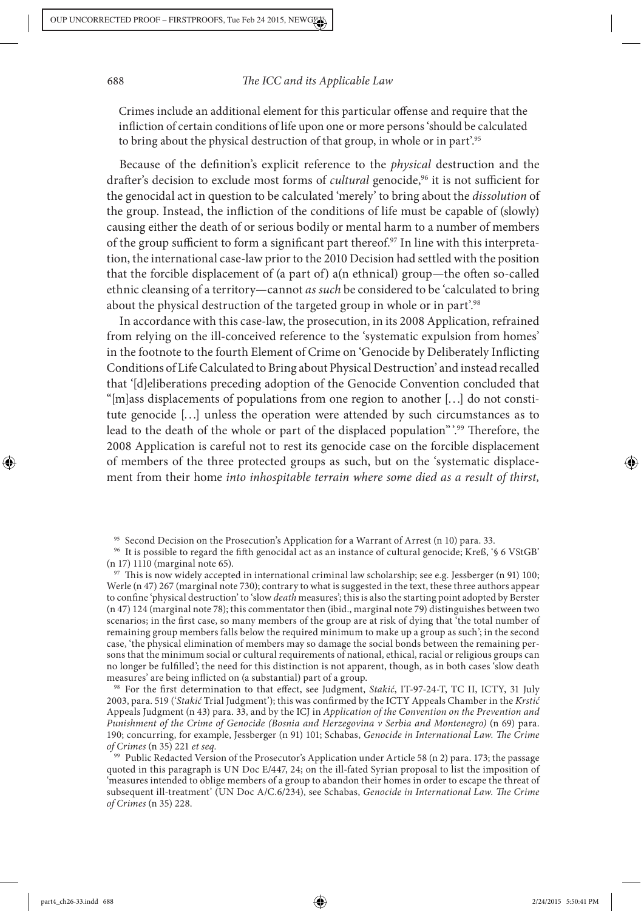Crimes include an additional element for this particular offense and require that the infliction of certain conditions of life upon one or more persons 'should be calculated to bring about the physical destruction of that group, in whole or in part'.[95]

Because of the definition's explicit reference to the *physical* destruction and the drafter's decision to exclude most forms of *cultural* genocide,[96] it is not sufficient for the genocidal act in question to be calculated 'merely' to bring about the *dissolution* of the group. Instead, the infliction of the conditions of life must be capable of (slowly) causing either the death of or serious bodily or mental harm to a number of members of the group sufficient to form a significant part thereof.[97] In line with this interpretation, the international case-law prior to the 2010 Decision had settled with the position that the forcible displacement of (a part of) a(n ethnical) group—the often so-called ethnic cleansing of a territory—cannot *as such* be considered to be 'calculated to bring about the physical destruction of the targeted group in whole or in part'.[98]

In accordance with this case-law, the prosecution, in its 2008 Application, refrained from relying on the ill-conceived reference to the 'systematic expulsion from homes' in the footnote to the fourth Element of Crime on 'Genocide by Deliberately Inflicting Conditions of Life Calculated to Bring about Physical Destruction' and instead recalled that '[d]eliberations preceding adoption of the Genocide Convention concluded that "[m]ass displacements of populations from one region to another […] do not constitute genocide […] unless the operation were attended by such circumstances as to lead to the death of the whole or part of the displaced population"'.[99] Therefore, the 2008 Application is careful not to rest its genocide case on the forcible displacement of members of the three protected groups as such, but on the 'systematic displacement from their home *into inhospitable terrain where some died as a result of thirst,*

---

[95] Second Decision on the Prosecution's Application for a Warrant of Arrest (n 10) para. 33.

[96] It is possible to regard the fifth genocidal act as an instance of cultural genocide; Kreß, '§ 6 VStGB' (n 17) 1110 (marginal note 65).

[97] This is now widely accepted in international criminal law scholarship; see e.g. Jessberger (n 91) 100; Werle (n 47) 267 (marginal note 730); contrary to what is suggested in the text, these three authors appear to confine 'physical destruction' to 'slow *death* measures'; this is also the starting point adopted by Berster (n 47) 124 (marginal note 78); this commentator then (ibid., marginal note 79) distinguishes between two scenarios; in the first case, so many members of the group are at risk of dying that 'the total number of remaining group members falls below the required minimum to make up a group as such'; in the second case, 'the physical elimination of members may so damage the social bonds between the remaining persons that the minimum social or cultural requirements of national, ethical, racial or religious groups can no longer be fulfilled'; the need for this distinction is not apparent, though, as in both cases 'slow death measures' are being inflicted on (a substantial) part of a group.

[98] For the first determination to that effect, see Judgment, *Stakić*, IT-97-24-T, TC II, ICTY, 31 July 2003, para. 519 ('*Stakić* Trial Judgment'); this was confirmed by the ICTY Appeals Chamber in the *Krstić* Appeals Judgment (n 43) para. 33, and by the ICJ in *Application of the Convention on the Prevention and Punishment of the Crime of Genocide (Bosnia and Herzegovina v Serbia and Montenegro)* (n 69) para. 190; concurring, for example, Jessberger (n 91) 101; Schabas, *Genocide in International Law. The Crime of Crimes* (n 35) 221 *et seq.*

[99] Public Redacted Version of the Prosecutor's Application under Article 58 (n 2) para. 173; the passage quoted in this paragraph is UN Doc E/447, 24; on the ill-fated Syrian proposal to list the imposition of 'measures intended to oblige members of a group to abandon their homes in order to escape the threat of subsequent ill-treatment' (UN Doc A/C.6/234), see Schabas, *Genocide in International Law. The Crime of Crimes* (n 35) 228.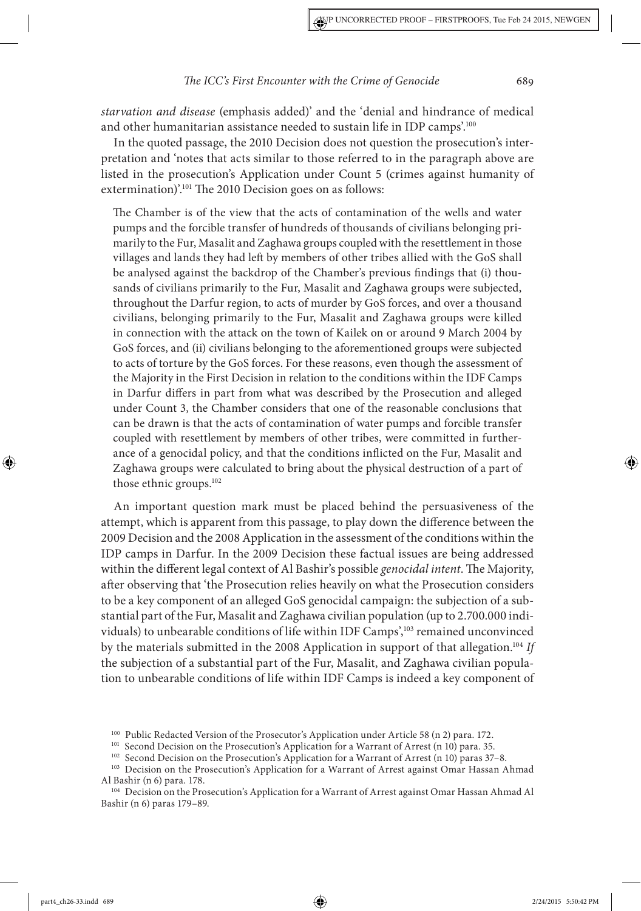*starvation and disease* (emphasis added)' and the 'denial and hindrance of medical and other humanitarian assistance needed to sustain life in IDP camps'.[100]

In the quoted passage, the 2010 Decision does not question the prosecution's interpretation and 'notes that acts similar to those referred to in the paragraph above are listed in the prosecution's Application under Count 5 (crimes against humanity of extermination)'.[101] The 2010 Decision goes on as follows:

> The Chamber is of the view that the acts of contamination of the wells and water pumps and the forcible transfer of hundreds of thousands of civilians belonging primarily to the Fur, Masalit and Zaghawa groups coupled with the resettlement in those villages and lands they had left by members of other tribes allied with the GoS shall be analysed against the backdrop of the Chamber's previous findings that (i) thousands of civilians primarily to the Fur, Masalit and Zaghawa groups were subjected, throughout the Darfur region, to acts of murder by GoS forces, and over a thousand civilians, belonging primarily to the Fur, Masalit and Zaghawa groups were killed in connection with the attack on the town of Kailek on or around 9 March 2004 by GoS forces, and (ii) civilians belonging to the aforementioned groups were subjected to acts of torture by the GoS forces. For these reasons, even though the assessment of the Majority in the First Decision in relation to the conditions within the IDF Camps in Darfur differs in part from what was described by the Prosecution and alleged under Count 3, the Chamber considers that one of the reasonable conclusions that can be drawn is that the acts of contamination of water pumps and forcible transfer coupled with resettlement by members of other tribes, were committed in furtherance of a genocidal policy, and that the conditions inflicted on the Fur, Masalit and Zaghawa groups were calculated to bring about the physical destruction of a part of those ethnic groups.[102]

An important question mark must be placed behind the persuasiveness of the attempt, which is apparent from this passage, to play down the difference between the 2009 Decision and the 2008 Application in the assessment of the conditions within the IDP camps in Darfur. In the 2009 Decision these factual issues are being addressed within the different legal context of Al Bashir's possible *genocidal intent*. The Majority, after observing that 'the Prosecution relies heavily on what the Prosecution considers to be a key component of an alleged GoS genocidal campaign: the subjection of a substantial part of the Fur, Masalit and Zaghawa civilian population (up to 2.700.000 individuals) to unbearable conditions of life within IDF Camps',[103] remained unconvinced by the materials submitted in the 2008 Application in support of that allegation.[104] *If* the subjection of a substantial part of the Fur, Masalit, and Zaghawa civilian population to unbearable conditions of life within IDF Camps is indeed a key component of

---

[100] Public Redacted Version of the Prosecutor's Application under Article 58 (n 2) para. 172.

[101] Second Decision on the Prosecution's Application for a Warrant of Arrest (n 10) para. 35.

[102] Second Decision on the Prosecution's Application for a Warrant of Arrest (n 10) paras 37–8.

[103] Decision on the Prosecution's Application for a Warrant of Arrest against Omar Hassan Ahmad Al Bashir (n 6) para. 178.

[104] Decision on the Prosecution's Application for a Warrant of Arrest against Omar Hassan Ahmad Al Bashir (n 6) paras 179–89.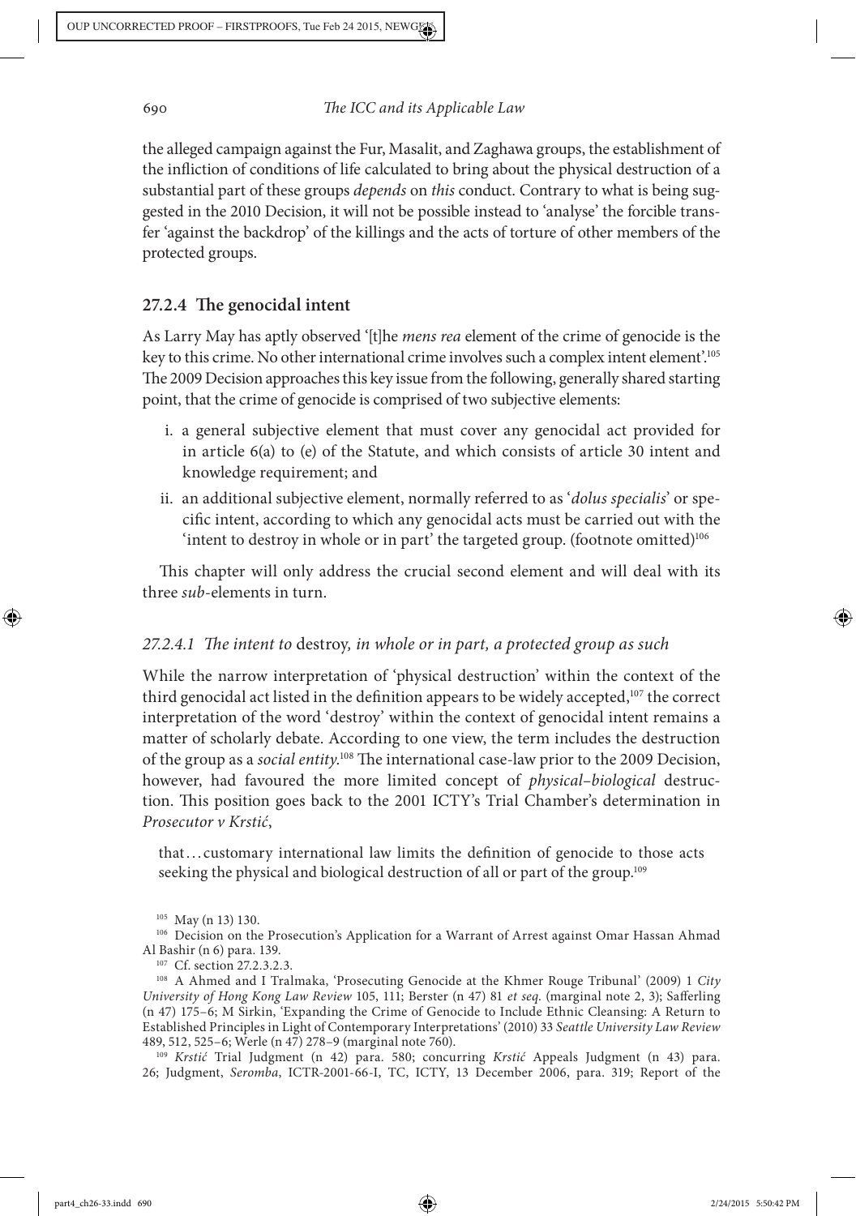the alleged campaign against the Fur, Masalit, and Zaghawa groups, the establishment of the infliction of conditions of life calculated to bring about the physical destruction of a substantial part of these groups *depends* on *this* conduct. Contrary to what is being suggested in the 2010 Decision, it will not be possible instead to 'analyse' the forcible transfer 'against the backdrop' of the killings and the acts of torture of other members of the protected groups.

### 27.2.4 The genocidal intent

As Larry May has aptly observed '[t]he *mens rea* element of the crime of genocide is the key to this crime. No other international crime involves such a complex intent element'.[105] The 2009 Decision approaches this key issue from the following, generally shared starting point, that the crime of genocide is comprised of two subjective elements:

i. a general subjective element that must cover any genocidal act provided for in article 6(a) to (e) of the Statute, and which consists of article 30 intent and knowledge requirement; and
ii. an additional subjective element, normally referred to as '*dolus specialis*' or specific intent, according to which any genocidal acts must be carried out with the 'intent to destroy in whole or in part' the targeted group. (footnote omitted)[106]

This chapter will only address the crucial second element and will deal with its three *sub*-elements in turn.

#### *27.2.4.1 The intent to* destroy*, in whole or in part, a protected group as such*

While the narrow interpretation of 'physical destruction' within the context of the third genocidal act listed in the definition appears to be widely accepted,[107] the correct interpretation of the word 'destroy' within the context of genocidal intent remains a matter of scholarly debate. According to one view, the term includes the destruction of the group as a *social entity*.[108] The international case-law prior to the 2009 Decision, however, had favoured the more limited concept of *physical–biological* destruction. This position goes back to the 2001 ICTY's Trial Chamber's determination in *Prosecutor v Krstić*,

> that…customary international law limits the definition of genocide to those acts seeking the physical and biological destruction of all or part of the group.[109]

---

[105] May (n 13) 130.

[106] Decision on the Prosecution's Application for a Warrant of Arrest against Omar Hassan Ahmad Al Bashir (n 6) para. 139.

[107] Cf. section 27.2.3.2.3.

[108] A Ahmed and I Tralmaka, 'Prosecuting Genocide at the Khmer Rouge Tribunal' (2009) 1 *City University of Hong Kong Law Review* 105, 111; Berster (n 47) 81 *et seq.* (marginal note 2, 3); Safferling (n 47) 175–6; M Sirkin, 'Expanding the Crime of Genocide to Include Ethnic Cleansing: A Return to Established Principles in Light of Contemporary Interpretations' (2010) 33 *Seattle University Law Review* 489, 512, 525–6; Werle (n 47) 278–9 (marginal note 760).

[109] *Krstić* Trial Judgment (n 42) para. 580; concurring *Krstić* Appeals Judgment (n 43) para. 26; Judgment, *Seromba*, ICTR-2001-66-I, TC, ICTY, 13 December 2006, para. 319; Report of the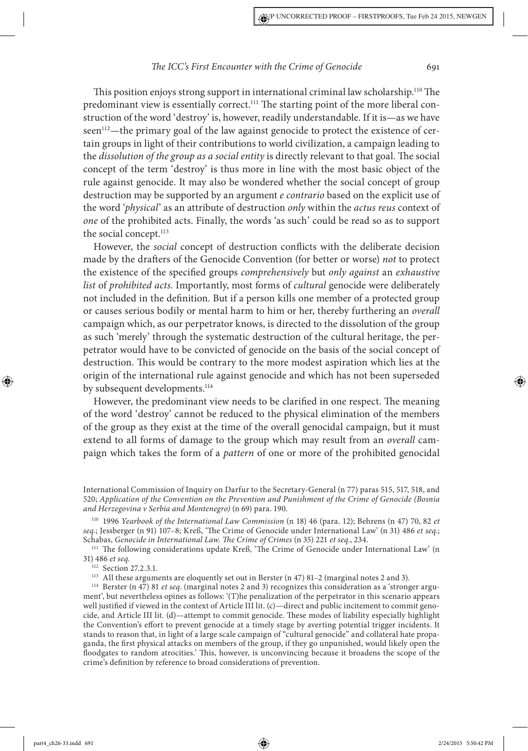This position enjoys strong support in international criminal law scholarship.[110] The predominant view is essentially correct.[111] The starting point of the more liberal construction of the word 'destroy' is, however, readily understandable. If it is—as we have seen[112]—the primary goal of the law against genocide to protect the existence of certain groups in light of their contributions to world civilization, a campaign leading to the *dissolution of the group as a social entity* is directly relevant to that goal. The social concept of the term 'destroy' is thus more in line with the most basic object of the rule against genocide. It may also be wondered whether the social concept of group destruction may be supported by an argument *e contrario* based on the explicit use of the word '*physical*' as an attribute of destruction *only* within the *actus reus* context of *one* of the prohibited acts. Finally, the words 'as such' could be read so as to support the social concept.[113]

However, the *social* concept of destruction conflicts with the deliberate decision made by the drafters of the Genocide Convention (for better or worse) *not* to protect the existence of the specified groups *comprehensively* but *only against* an *exhaustive list* of *prohibited acts*. Importantly, most forms of *cultural* genocide were deliberately not included in the definition. But if a person kills one member of a protected group or causes serious bodily or mental harm to him or her, thereby furthering an *overall* campaign which, as our perpetrator knows, is directed to the dissolution of the group as such 'merely' through the systematic destruction of the cultural heritage, the perpetrator would have to be convicted of genocide on the basis of the social concept of destruction. This would be contrary to the more modest aspiration which lies at the origin of the international rule against genocide and which has not been superseded by subsequent developments.[114]

However, the predominant view needs to be clarified in one respect. The meaning of the word 'destroy' cannot be reduced to the physical elimination of the members of the group as they exist at the time of the overall genocidal campaign, but it must extend to all forms of damage to the group which may result from an *overall* campaign which takes the form of a *pattern* of one or more of the prohibited genocidal

---

International Commission of Inquiry on Darfur to the Secretary-General (n 77) paras 515, 517, 518, and 520; *Application of the Convention on the Prevention and Punishment of the Crime of Genocide (Bosnia and Herzegovina v Serbia and Montenegro)* (n 69) para. 190.

[110] 1996 *Yearbook of the International Law Commission* (n 18) 46 (para. 12); Behrens (n 47) 70, 82 *et seq*.; Jessberger (n 91) 107–8; Kreß, 'The Crime of Genocide under International Law' (n 31) 486 *et seq*.; Schabas, *Genocide in International Law. The Crime of Crimes* (n 35) 221 *et seq*., 234.

[111] The following considerations update Kreß, 'The Crime of Genocide under International Law' (n 31) 486 *et seq*.

[112] Section 27.2.3.1.

[113] All these arguments are eloquently set out in Berster (n 47) 81–2 (marginal notes 2 and 3).

[114] Berster (n 47) 81 *et seq*. (marginal notes 2 and 3) recognizes this consideration as a 'stronger argument', but nevertheless opines as follows: '(T)he penalization of the perpetrator in this scenario appears well justified if viewed in the context of Article III lit. (c)—direct and public incitement to commit genocide, and Article III lit. (d)—attempt to commit genocide. These modes of liability especially highlight the Convention's effort to prevent genocide at a timely stage by averting potential trigger incidents. It stands to reason that, in light of a large scale campaign of "cultural genocide" and collateral hate propaganda, the first physical attacks on members of the group, if they go unpunished, would likely open the floodgates to random atrocities.' This, however, is unconvincing because it broadens the scope of the crime's definition by reference to broad considerations of prevention.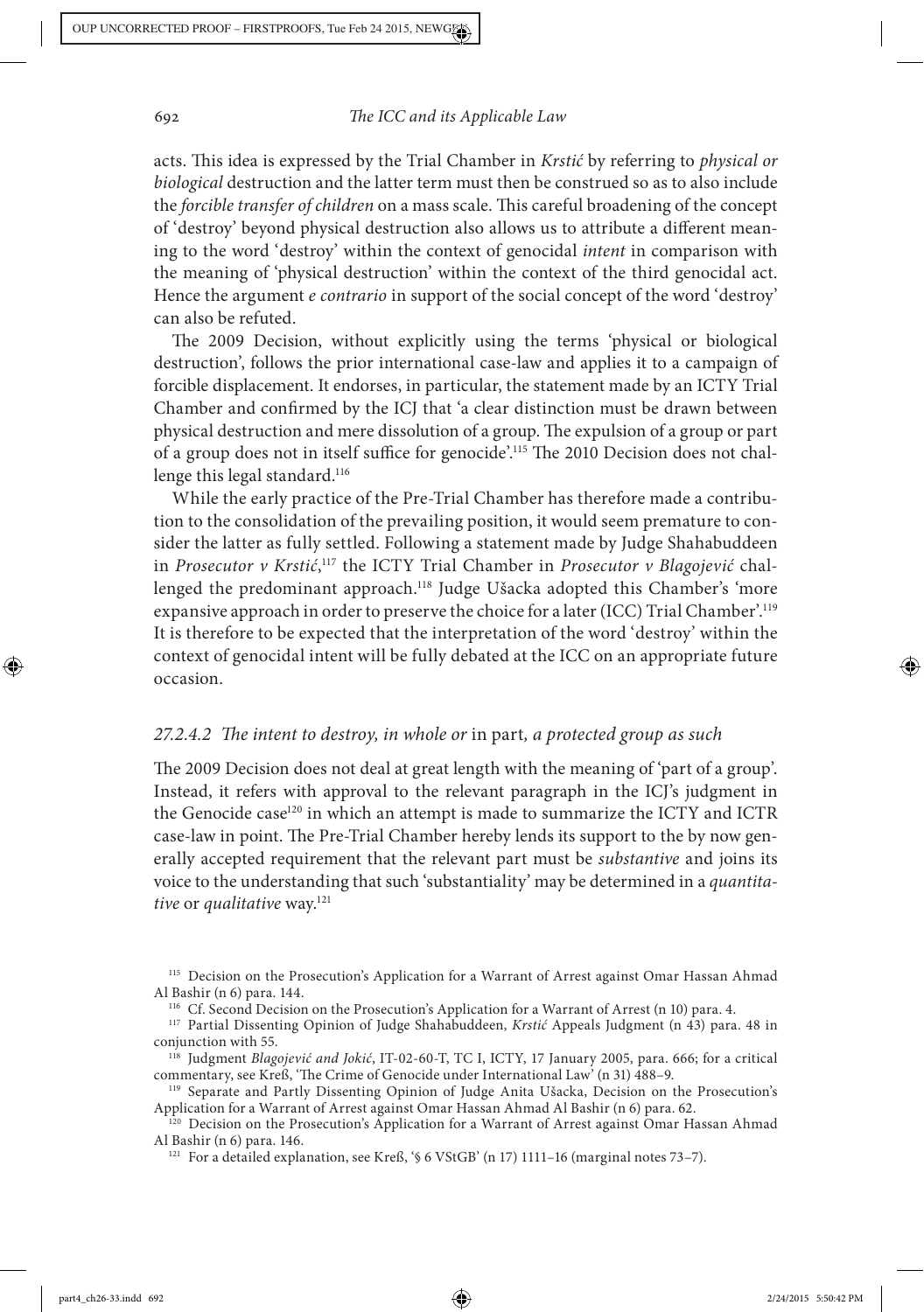acts. This idea is expressed by the Trial Chamber in *Krstić* by referring to *physical or biological* destruction and the latter term must then be construed so as to also include the *forcible transfer of children* on a mass scale. This careful broadening of the concept of 'destroy' beyond physical destruction also allows us to attribute a different meaning to the word 'destroy' within the context of genocidal *intent* in comparison with the meaning of 'physical destruction' within the context of the third genocidal act. Hence the argument *e contrario* in support of the social concept of the word 'destroy' can also be refuted.

The 2009 Decision, without explicitly using the terms 'physical or biological destruction', follows the prior international case-law and applies it to a campaign of forcible displacement. It endorses, in particular, the statement made by an ICTY Trial Chamber and confirmed by the ICJ that 'a clear distinction must be drawn between physical destruction and mere dissolution of a group. The expulsion of a group or part of a group does not in itself suffice for genocide'.[115] The 2010 Decision does not challenge this legal standard.[116]

While the early practice of the Pre-Trial Chamber has therefore made a contribution to the consolidation of the prevailing position, it would seem premature to consider the latter as fully settled. Following a statement made by Judge Shahabuddeen in *Prosecutor v Krstić*,[117] the ICTY Trial Chamber in *Prosecutor v Blagojević* challenged the predominant approach.[118] Judge Ušacka adopted this Chamber's 'more expansive approach in order to preserve the choice for a later (ICC) Trial Chamber'.[119] It is therefore to be expected that the interpretation of the word 'destroy' within the context of genocidal intent will be fully debated at the ICC on an appropriate future occasion.

### *27.2.4.2 The intent to destroy, in whole or* in part*, a protected group as such*

The 2009 Decision does not deal at great length with the meaning of 'part of a group'. Instead, it refers with approval to the relevant paragraph in the ICJ's judgment in the Genocide case[120] in which an attempt is made to summarize the ICTY and ICTR case-law in point. The Pre-Trial Chamber hereby lends its support to the by now generally accepted requirement that the relevant part must be *substantive* and joins its voice to the understanding that such 'substantiality' may be determined in a *quantitative* or *qualitative* way.[121]

---

[115] Decision on the Prosecution's Application for a Warrant of Arrest against Omar Hassan Ahmad Al Bashir (n 6) para. 144.

[116] Cf. Second Decision on the Prosecution's Application for a Warrant of Arrest (n 10) para. 4.

[117] Partial Dissenting Opinion of Judge Shahabuddeen, *Krstić* Appeals Judgment (n 43) para. 48 in conjunction with 55.

[118] Judgment *Blagojević and Jokić*, IT-02-60-T, TC I, ICTY, 17 January 2005, para. 666; for a critical commentary, see Kreß, 'The Crime of Genocide under International Law' (n 31) 488–9.

[119] Separate and Partly Dissenting Opinion of Judge Anita Ušacka, Decision on the Prosecution's Application for a Warrant of Arrest against Omar Hassan Ahmad Al Bashir (n 6) para. 62.

[120] Decision on the Prosecution's Application for a Warrant of Arrest against Omar Hassan Ahmad Al Bashir (n 6) para. 146.

[121] For a detailed explanation, see Kreß, '§ 6 VStGB' (n 17) 1111–16 (marginal notes 73–7).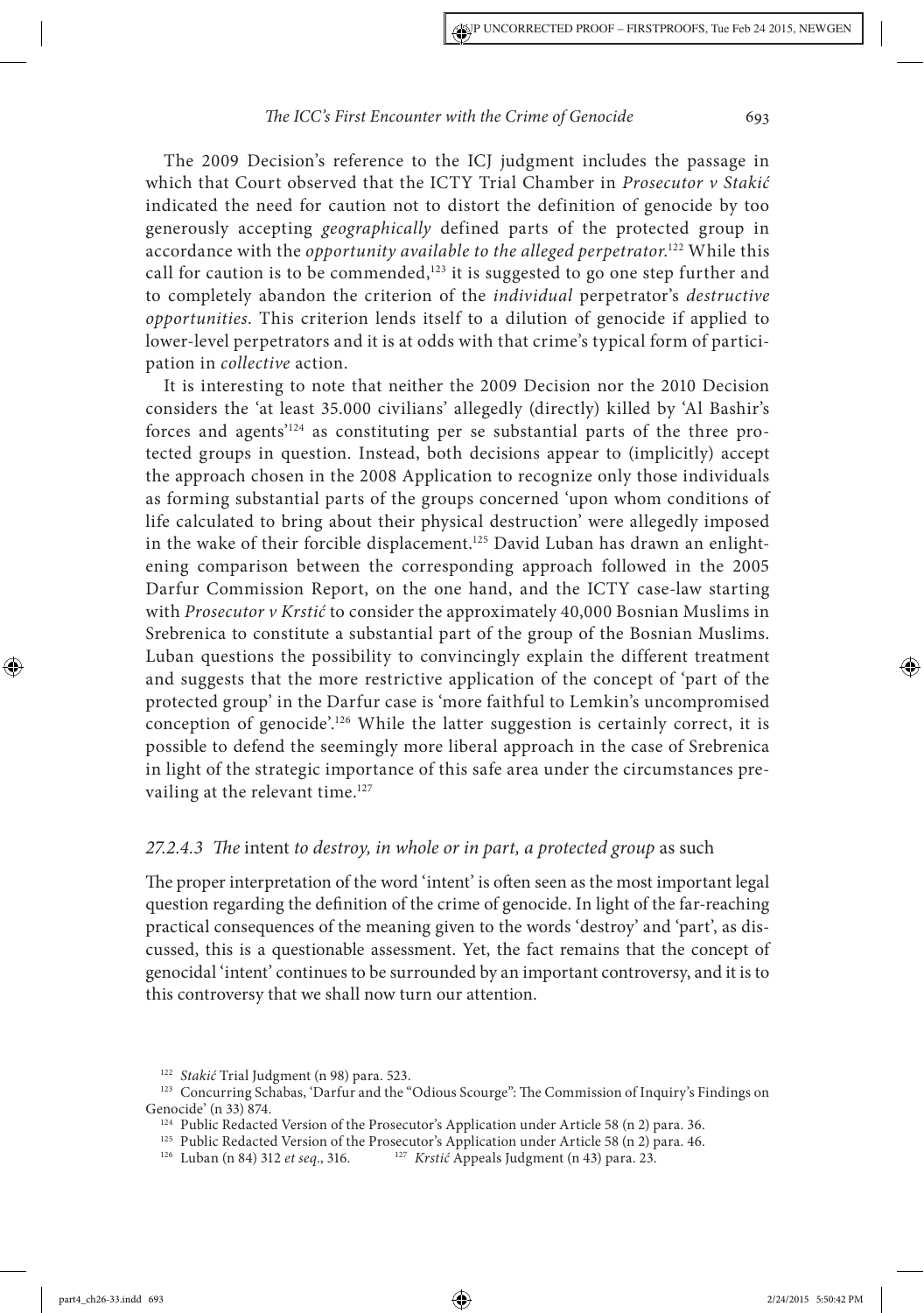The 2009 Decision's reference to the ICJ judgment includes the passage in which that Court observed that the ICTY Trial Chamber in *Prosecutor v Stakić* indicated the need for caution not to distort the definition of genocide by too generously accepting *geographically* defined parts of the protected group in accordance with the *opportunity available to the alleged perpetrator*.[122] While this call for caution is to be commended,[123] it is suggested to go one step further and to completely abandon the criterion of the *individual* perpetrator's *destructive opportunities*. This criterion lends itself to a dilution of genocide if applied to lower-level perpetrators and it is at odds with that crime's typical form of participation in *collective* action.

It is interesting to note that neither the 2009 Decision nor the 2010 Decision considers the 'at least 35.000 civilians' allegedly (directly) killed by 'Al Bashir's forces and agents'[124] as constituting per se substantial parts of the three protected groups in question. Instead, both decisions appear to (implicitly) accept the approach chosen in the 2008 Application to recognize only those individuals as forming substantial parts of the groups concerned 'upon whom conditions of life calculated to bring about their physical destruction' were allegedly imposed in the wake of their forcible displacement.[125] David Luban has drawn an enlightening comparison between the corresponding approach followed in the 2005 Darfur Commission Report, on the one hand, and the ICTY case-law starting with *Prosecutor v Krstić* to consider the approximately 40,000 Bosnian Muslims in Srebrenica to constitute a substantial part of the group of the Bosnian Muslims. Luban questions the possibility to convincingly explain the different treatment and suggests that the more restrictive application of the concept of 'part of the protected group' in the Darfur case is 'more faithful to Lemkin's uncompromised conception of genocide'.[126] While the latter suggestion is certainly correct, it is possible to defend the seemingly more liberal approach in the case of Srebrenica in light of the strategic importance of this safe area under the circumstances prevailing at the relevant time.[127]

### *27.2.4.3 The* intent *to destroy, in whole or in part, a protected group* as such

The proper interpretation of the word 'intent' is often seen as the most important legal question regarding the definition of the crime of genocide. In light of the far-reaching practical consequences of the meaning given to the words 'destroy' and 'part', as discussed, this is a questionable assessment. Yet, the fact remains that the concept of genocidal 'intent' continues to be surrounded by an important controversy, and it is to this controversy that we shall now turn our attention.

---

[122] *Stakić* Trial Judgment (n 98) para. 523.

[123] Concurring Schabas, 'Darfur and the "Odious Scourge": The Commission of Inquiry's Findings on Genocide' (n 33) 874.

[124] Public Redacted Version of the Prosecutor's Application under Article 58 (n 2) para. 36.

[125] Public Redacted Version of the Prosecutor's Application under Article 58 (n 2) para. 46.

[126] Luban (n 84) 312 *et seq*., 316.

[127] *Krstić* Appeals Judgment (n 43) para. 23.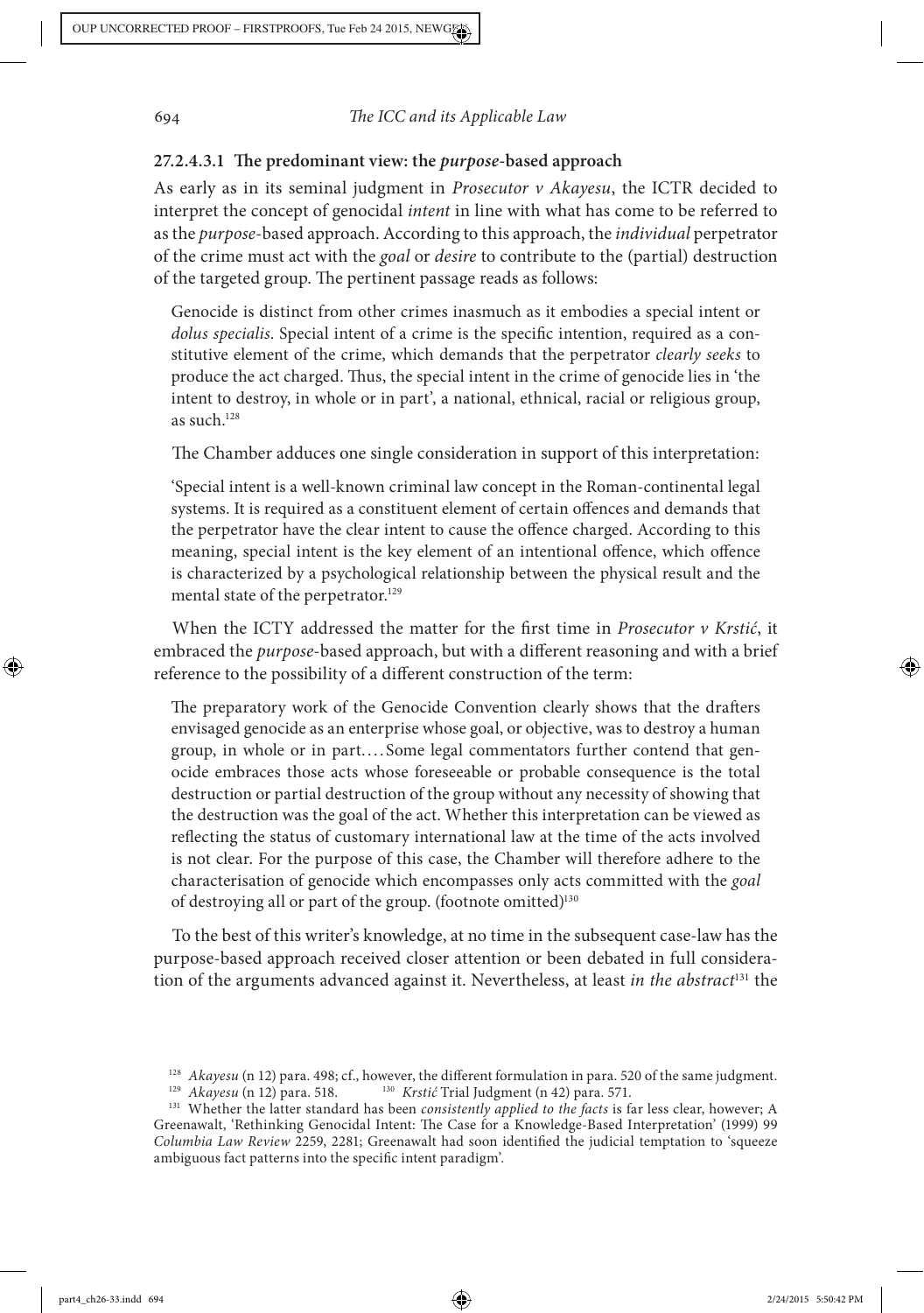#### 27.2.4.3.1 The predominant view: the *purpose*-based approach

As early as in its seminal judgment in *Prosecutor v Akayesu*, the ICTR decided to interpret the concept of genocidal *intent* in line with what has come to be referred to as the *purpose*-based approach. According to this approach, the *individual* perpetrator of the crime must act with the *goal* or *desire* to contribute to the (partial) destruction of the targeted group. The pertinent passage reads as follows:

> Genocide is distinct from other crimes inasmuch as it embodies a special intent or *dolus specialis*. Special intent of a crime is the specific intention, required as a constitutive element of the crime, which demands that the perpetrator *clearly seeks* to produce the act charged. Thus, the special intent in the crime of genocide lies in 'the intent to destroy, in whole or in part', a national, ethnical, racial or religious group, as such.[128]

The Chamber adduces one single consideration in support of this interpretation:

> 'Special intent is a well-known criminal law concept in the Roman-continental legal systems. It is required as a constituent element of certain offences and demands that the perpetrator have the clear intent to cause the offence charged. According to this meaning, special intent is the key element of an intentional offence, which offence is characterized by a psychological relationship between the physical result and the mental state of the perpetrator.[129]

When the ICTY addressed the matter for the first time in *Prosecutor v Krstić*, it embraced the *purpose*-based approach, but with a different reasoning and with a brief reference to the possibility of a different construction of the term:

> The preparatory work of the Genocide Convention clearly shows that the drafters envisaged genocide as an enterprise whose goal, or objective, was to destroy a human group, in whole or in part.... Some legal commentators further contend that genocide embraces those acts whose foreseeable or probable consequence is the total destruction or partial destruction of the group without any necessity of showing that the destruction was the goal of the act. Whether this interpretation can be viewed as reflecting the status of customary international law at the time of the acts involved is not clear. For the purpose of this case, the Chamber will therefore adhere to the characterisation of genocide which encompasses only acts committed with the *goal* of destroying all or part of the group. (footnote omitted)[130]

To the best of this writer's knowledge, at no time in the subsequent case-law has the purpose-based approach received closer attention or been debated in full consideration of the arguments advanced against it. Nevertheless, at least *in the abstract*[131] the

---

[128] *Akayesu* (n 12) para. 498; cf., however, the different formulation in para. 520 of the same judgment.

[129] *Akayesu* (n 12) para. 518.

[130] *Krstić* Trial Judgment (n 42) para. 571.

[131] Whether the latter standard has been *consistently applied to the facts* is far less clear, however; A Greenawalt, 'Rethinking Genocidal Intent: The Case for a Knowledge-Based Interpretation' (1999) 99 *Columbia Law Review* 2259, 2281; Greenawalt had soon identified the judicial temptation to 'squeeze ambiguous fact patterns into the specific intent paradigm'.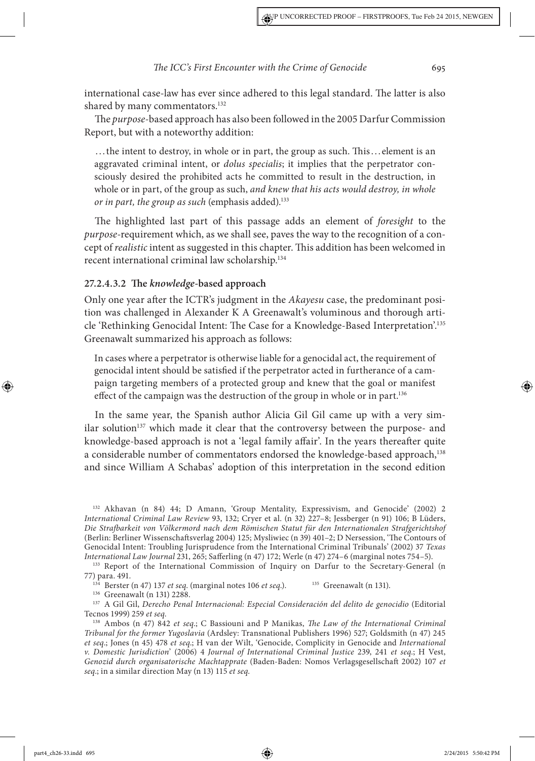international case-law has ever since adhered to this legal standard. The latter is also shared by many commentators.[132]

The *purpose*-based approach has also been followed in the 2005 Darfur Commission Report, but with a noteworthy addition:

> … the intent to destroy, in whole or in part, the group as such. This … element is an aggravated criminal intent, or *dolus specialis*; it implies that the perpetrator consciously desired the prohibited acts he committed to result in the destruction, in whole or in part, of the group as such, *and knew that his acts would destroy, in whole or in part, the group as such* (emphasis added).[133]

The highlighted last part of this passage adds an element of *foresight* to the *purpose*-requirement which, as we shall see, paves the way to the recognition of a concept of *realistic* intent as suggested in this chapter. This addition has been welcomed in recent international criminal law scholarship.[134]

### 27.2.4.3.2 The *knowledge*-based approach

Only one year after the ICTR's judgment in the *Akayesu* case, the predominant position was challenged in Alexander K A Greenawalt's voluminous and thorough article 'Rethinking Genocidal Intent: The Case for a Knowledge-Based Interpretation'.[135] Greenawalt summarized his approach as follows:

> In cases where a perpetrator is otherwise liable for a genocidal act, the requirement of genocidal intent should be satisfied if the perpetrator acted in furtherance of a campaign targeting members of a protected group and knew that the goal or manifest effect of the campaign was the destruction of the group in whole or in part.[136]

In the same year, the Spanish author Alicia Gil Gil came up with a very similar solution[137] which made it clear that the controversy between the purpose- and knowledge-based approach is not a 'legal family affair'. In the years thereafter quite a considerable number of commentators endorsed the knowledge-based approach,[138] and since William A Schabas' adoption of this interpretation in the second edition

---

[132] Akhavan (n 84) 44; D Amann, 'Group Mentality, Expressivism, and Genocide' (2002) 2 *International Criminal Law Review* 93, 132; Cryer et al. (n 32) 227–8; Jessberger (n 91) 106; B Lüders, *Die Strafbarkeit von Völkermord nach dem Römischen Statut für den Internationalen Strafgerichtshof* (Berlin: Berliner Wissenschaftsverlag 2004) 125; Mysliwiec (n 39) 401–2; D Nersession, 'The Contours of Genocidal Intent: Troubling Jurisprudence from the International Criminal Tribunals' (2002) 37 *Texas International Law Journal* 231, 265; Safferling (n 47) 172; Werle (n 47) 274–6 (marginal notes 754–5).

[133] Report of the International Commission of Inquiry on Darfur to the Secretary-General (n 77) para. 491.

[134] Berster (n 47) 137 *et seq.* (marginal notes 106 *et seq.*).

[135] Greenawalt (n 131).

[136] Greenawalt (n 131) 2288.

[137] A Gil Gil, *Derecho Penal Internacional: Especial Consideración del delito de genocidio* (Editorial Tecnos 1999) 259 *et seq.*

[138] Ambos (n 47) 842 *et seq.*; C Bassiouni and P Manikas, *The Law of the International Criminal Tribunal for the former Yugoslavia* (Ardsley: Transnational Publishers 1996) 527; Goldsmith (n 47) 245 *et seq.*; Jones (n 45) 478 *et seq.*; H van der Wilt, 'Genocide, Complicity in Genocide and *International v. Domestic Jurisdiction*' (2006) 4 *Journal of International Criminal Justice* 239, 241 *et seq.*; H Vest, *Genozid durch organisatorische Machtapprate* (Baden-Baden: Nomos Verlagsgesellschaft 2002) 107 *et seq.*; in a similar direction May (n 13) 115 *et seq.*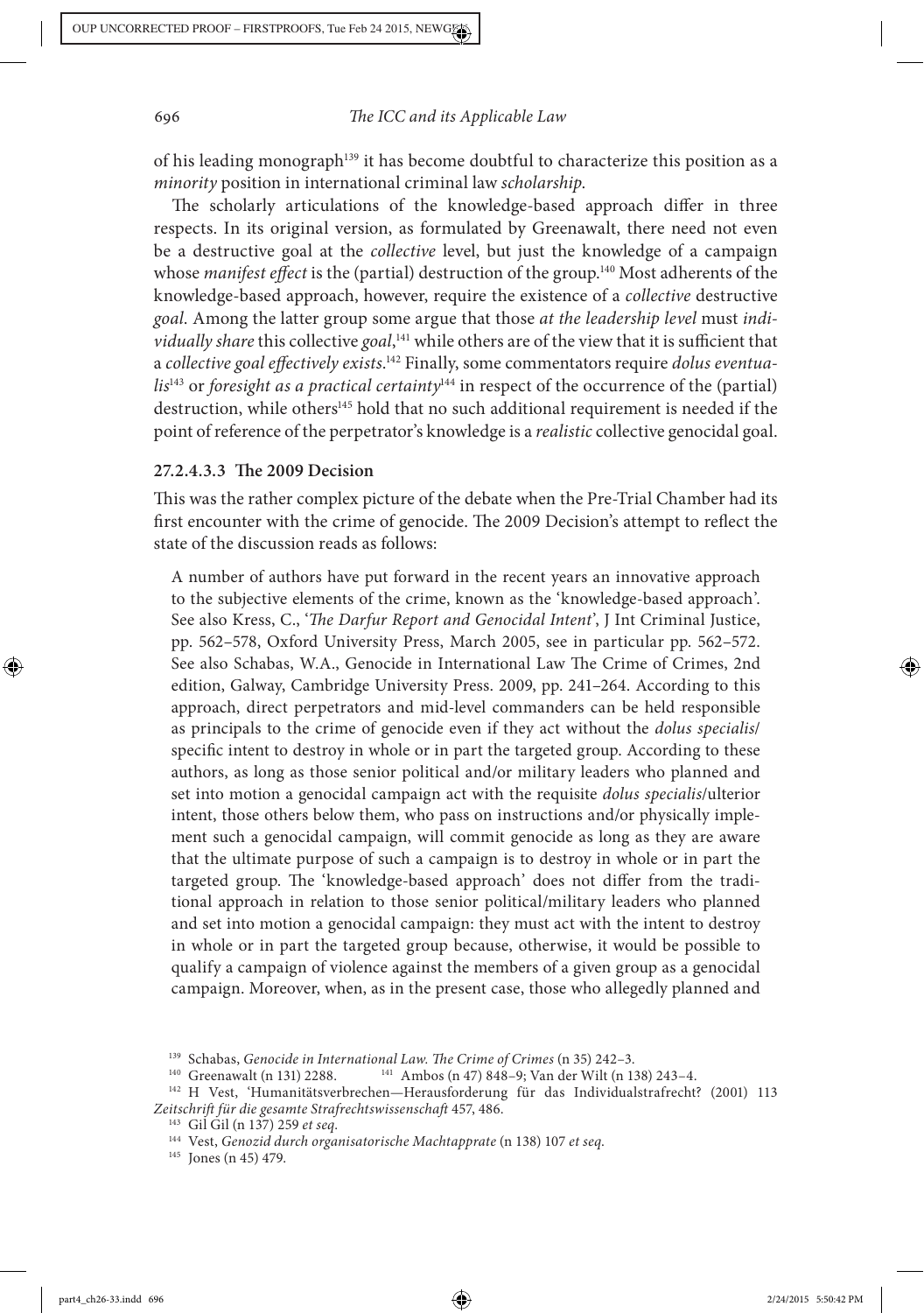of his leading monograph[139] it has become doubtful to characterize this position as a *minority* position in international criminal law *scholarship*.

The scholarly articulations of the knowledge-based approach differ in three respects. In its original version, as formulated by Greenawalt, there need not even be a destructive goal at the *collective* level, but just the knowledge of a campaign whose *manifest effect* is the (partial) destruction of the group.[140] Most adherents of the knowledge-based approach, however, require the existence of a *collective* destructive *goal*. Among the latter group some argue that those *at the leadership level* must *individually share* this collective *goal*,[141] while others are of the view that it is sufficient that a *collective goal effectively exists*.[142] Finally, some commentators require *dolus eventualis*[143] or *foresight as a practical certainty*[144] in respect of the occurrence of the (partial) destruction, while others[145] hold that no such additional requirement is needed if the point of reference of the perpetrator's knowledge is a *realistic* collective genocidal goal.

#### 27.2.4.3.3 The 2009 Decision

This was the rather complex picture of the debate when the Pre-Trial Chamber had its first encounter with the crime of genocide. The 2009 Decision's attempt to reflect the state of the discussion reads as follows:

> A number of authors have put forward in the recent years an innovative approach to the subjective elements of the crime, known as the 'knowledge-based approach'. See also Kress, C., '*The Darfur Report and Genocidal Intent*', J Int Criminal Justice, pp. 562–578, Oxford University Press, March 2005, see in particular pp. 562–572. See also Schabas, W.A., Genocide in International Law The Crime of Crimes, 2nd edition, Galway, Cambridge University Press. 2009, pp. 241–264. According to this approach, direct perpetrators and mid-level commanders can be held responsible as principals to the crime of genocide even if they act without the *dolus specialis*/specific intent to destroy in whole or in part the targeted group. According to these authors, as long as those senior political and/or military leaders who planned and set into motion a genocidal campaign act with the requisite *dolus specialis*/ulterior intent, those others below them, who pass on instructions and/or physically implement such a genocidal campaign, will commit genocide as long as they are aware that the ultimate purpose of such a campaign is to destroy in whole or in part the targeted group. The 'knowledge-based approach' does not differ from the traditional approach in relation to those senior political/military leaders who planned and set into motion a genocidal campaign: they must act with the intent to destroy in whole or in part the targeted group because, otherwise, it would be possible to qualify a campaign of violence against the members of a given group as a genocidal campaign. Moreover, when, as in the present case, those who allegedly planned and

---

[139] Schabas, *Genocide in International Law. The Crime of Crimes* (n 35) 242–3.

[140] Greenawalt (n 131) 2288.

[141] Ambos (n 47) 848–9; Van der Wilt (n 138) 243–4.

[142] H Vest, 'Humanitätsverbrechen—Herausforderung für das Individualstrafrecht? (2001) 113 *Zeitschrift für die gesamte Strafrechtswissenschaft* 457, 486.

[143] Gil Gil (n 137) 259 *et seq*.

[144] Vest, *Genozid durch organisatorische Machtapprate* (n 138) 107 *et seq*.

[145] Jones (n 45) 479.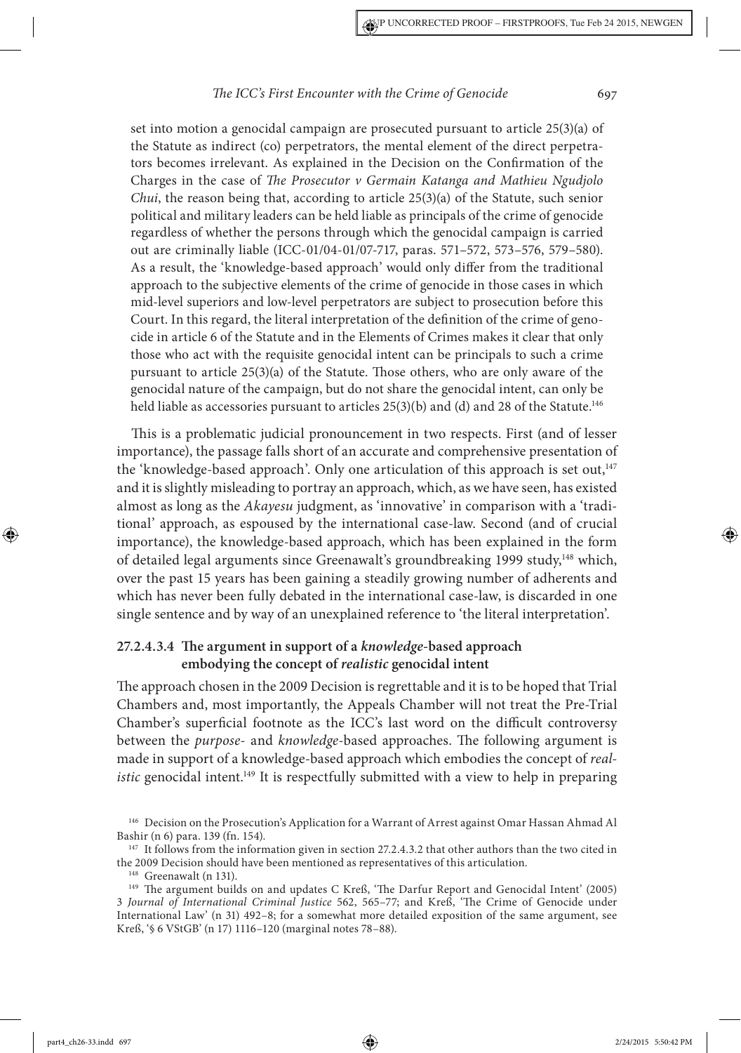set into motion a genocidal campaign are prosecuted pursuant to article 25(3)(a) of the Statute as indirect (co) perpetrators, the mental element of the direct perpetrators becomes irrelevant. As explained in the Decision on the Confirmation of the Charges in the case of *The Prosecutor v Germain Katanga and Mathieu Ngudjolo Chui*, the reason being that, according to article 25(3)(a) of the Statute, such senior political and military leaders can be held liable as principals of the crime of genocide regardless of whether the persons through which the genocidal campaign is carried out are criminally liable (ICC-01/04-01/07-717, paras. 571–572, 573–576, 579–580). As a result, the 'knowledge-based approach' would only differ from the traditional approach to the subjective elements of the crime of genocide in those cases in which mid-level superiors and low-level perpetrators are subject to prosecution before this Court. In this regard, the literal interpretation of the definition of the crime of genocide in article 6 of the Statute and in the Elements of Crimes makes it clear that only those who act with the requisite genocidal intent can be principals to such a crime pursuant to article 25(3)(a) of the Statute. Those others, who are only aware of the genocidal nature of the campaign, but do not share the genocidal intent, can only be held liable as accessories pursuant to articles 25(3)(b) and (d) and 28 of the Statute.[146]

This is a problematic judicial pronouncement in two respects. First (and of lesser importance), the passage falls short of an accurate and comprehensive presentation of the 'knowledge-based approach'. Only one articulation of this approach is set out,[147] and it is slightly misleading to portray an approach, which, as we have seen, has existed almost as long as the *Akayesu* judgment, as 'innovative' in comparison with a 'traditional' approach, as espoused by the international case-law. Second (and of crucial importance), the knowledge-based approach, which has been explained in the form of detailed legal arguments since Greenawalt's groundbreaking 1999 study,[148] which, over the past 15 years has been gaining a steadily growing number of adherents and which has never been fully debated in the international case-law, is discarded in one single sentence and by way of an unexplained reference to 'the literal interpretation'.

### 27.2.4.3.4 The argument in support of a *knowledge*-based approach embodying the concept of *realistic* genocidal intent

The approach chosen in the 2009 Decision is regrettable and it is to be hoped that Trial Chambers and, most importantly, the Appeals Chamber will not treat the Pre-Trial Chamber's superficial footnote as the ICC's last word on the difficult controversy between the *purpose*- and *knowledge*-based approaches. The following argument is made in support of a knowledge-based approach which embodies the concept of *realistic* genocidal intent.[149] It is respectfully submitted with a view to help in preparing

---

[146] Decision on the Prosecution's Application for a Warrant of Arrest against Omar Hassan Ahmad Al Bashir (n 6) para. 139 (fn. 154).

[147] It follows from the information given in section 27.2.4.3.2 that other authors than the two cited in the 2009 Decision should have been mentioned as representatives of this articulation.

[148] Greenawalt (n 131).

[149] The argument builds on and updates C Kreß, 'The Darfur Report and Genocidal Intent' (2005) 3 *Journal of International Criminal Justice* 562, 565–77; and Kreß, 'The Crime of Genocide under International Law' (n 31) 492–8; for a somewhat more detailed exposition of the same argument, see Kreß, '§ 6 VStGB' (n 17) 1116–120 (marginal notes 78–88).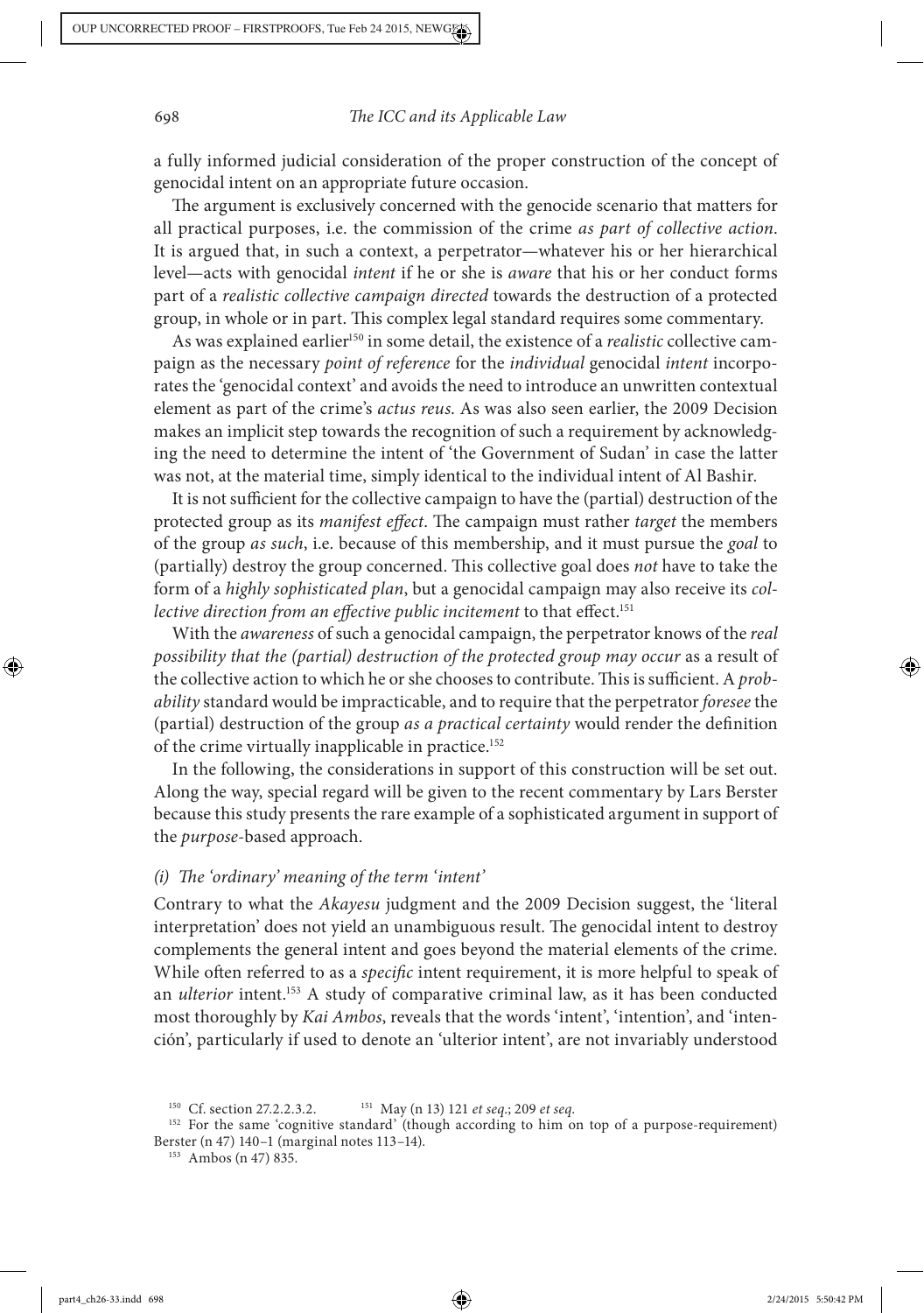a fully informed judicial consideration of the proper construction of the concept of genocidal intent on an appropriate future occasion.

The argument is exclusively concerned with the genocide scenario that matters for all practical purposes, i.e. the commission of the crime *as part of collective action*. It is argued that, in such a context, a perpetrator—whatever his or her hierarchical level—acts with genocidal *intent* if he or she is *aware* that his or her conduct forms part of a *realistic collective campaign directed* towards the destruction of a protected group, in whole or in part. This complex legal standard requires some commentary.

As was explained earlier[150] in some detail, the existence of a *realistic* collective campaign as the necessary *point of reference* for the *individual* genocidal *intent* incorporates the 'genocidal context' and avoids the need to introduce an unwritten contextual element as part of the crime's *actus reus*. As was also seen earlier, the 2009 Decision makes an implicit step towards the recognition of such a requirement by acknowledging the need to determine the intent of 'the Government of Sudan' in case the latter was not, at the material time, simply identical to the individual intent of Al Bashir.

It is not sufficient for the collective campaign to have the (partial) destruction of the protected group as its *manifest effect*. The campaign must rather *target* the members of the group *as such*, i.e. because of this membership, and it must pursue the *goal* to (partially) destroy the group concerned. This collective goal does *not* have to take the form of a *highly sophisticated plan*, but a genocidal campaign may also receive its *collective direction from an effective public incitement* to that effect.[151]

With the *awareness* of such a genocidal campaign, the perpetrator knows of the *real possibility that the (partial) destruction of the protected group may occur* as a result of the collective action to which he or she chooses to contribute. This is sufficient. A *probability* standard would be impracticable, and to require that the perpetrator *foresee* the (partial) destruction of the group *as a practical certainty* would render the definition of the crime virtually inapplicable in practice.[152]

In the following, the considerations in support of this construction will be set out. Along the way, special regard will be given to the recent commentary by Lars Berster because this study presents the rare example of a sophisticated argument in support of the *purpose*-based approach.

#### *(i) The 'ordinary' meaning of the term 'intent'*

Contrary to what the *Akayesu* judgment and the 2009 Decision suggest, the 'literal interpretation' does not yield an unambiguous result. The genocidal intent to destroy complements the general intent and goes beyond the material elements of the crime. While often referred to as a *specific* intent requirement, it is more helpful to speak of an *ulterior* intent.[153] A study of comparative criminal law, as it has been conducted most thoroughly by *Kai Ambos*, reveals that the words 'intent', 'intention', and 'intención', particularly if used to denote an 'ulterior intent', are not invariably understood

---

[150] Cf. section 27.2.2.3.2. [151] May (n 13) 121 *et seq.*; 209 *et seq.*

[152] For the same 'cognitive standard' (though according to him on top of a purpose-requirement) Berster (n 47) 140–1 (marginal notes 113–14).

[153] Ambos (n 47) 835.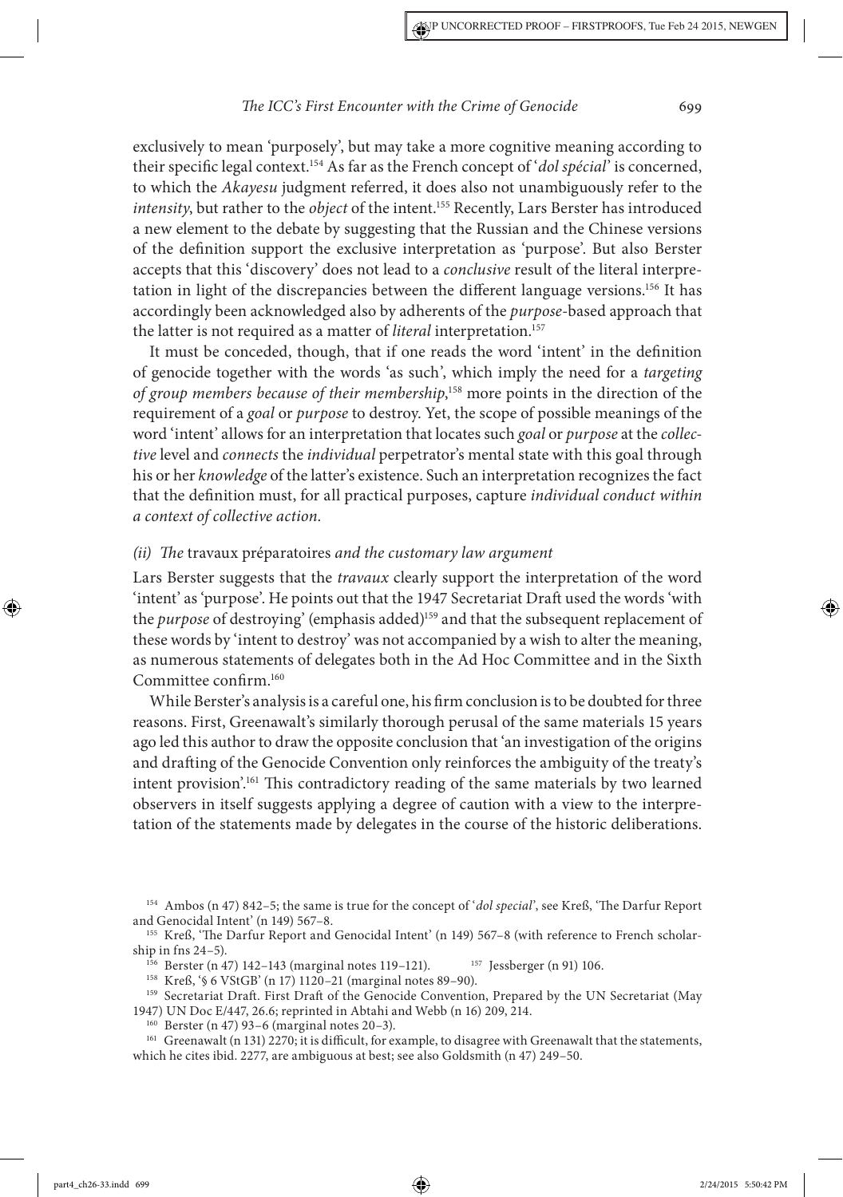exclusively to mean 'purposely', but may take a more cognitive meaning according to their specific legal context.[154] As far as the French concept of '*dol spécial*' is concerned, to which the *Akayesu* judgment referred, it does also not unambiguously refer to the *intensity*, but rather to the *object* of the intent.[155] Recently, Lars Berster has introduced a new element to the debate by suggesting that the Russian and the Chinese versions of the definition support the exclusive interpretation as 'purpose'. But also Berster accepts that this 'discovery' does not lead to a *conclusive* result of the literal interpretation in light of the discrepancies between the different language versions.[156] It has accordingly been acknowledged also by adherents of the *purpose*-based approach that the latter is not required as a matter of *literal* interpretation.[157]

It must be conceded, though, that if one reads the word 'intent' in the definition of genocide together with the words 'as such', which imply the need for a *targeting of group members because of their membership*,[158] more points in the direction of the requirement of a *goal* or *purpose* to destroy. Yet, the scope of possible meanings of the word 'intent' allows for an interpretation that locates such *goal* or *purpose* at the *collective* level and *connects* the *individual* perpetrator's mental state with this goal through his or her *knowledge* of the latter's existence. Such an interpretation recognizes the fact that the definition must, for all practical purposes, capture *individual conduct within a context of collective action*.

*(ii) The* travaux préparatoires *and the customary law argument*

Lars Berster suggests that the *travaux* clearly support the interpretation of the word 'intent' as 'purpose'. He points out that the 1947 Secretariat Draft used the words 'with the *purpose* of destroying' (emphasis added)[159] and that the subsequent replacement of these words by 'intent to destroy' was not accompanied by a wish to alter the meaning, as numerous statements of delegates both in the Ad Hoc Committee and in the Sixth Committee confirm.[160]

While Berster's analysis is a careful one, his firm conclusion is to be doubted for three reasons. First, Greenawalt's similarly thorough perusal of the same materials 15 years ago led this author to draw the opposite conclusion that 'an investigation of the origins and drafting of the Genocide Convention only reinforces the ambiguity of the treaty's intent provision'.[161] This contradictory reading of the same materials by two learned observers in itself suggests applying a degree of caution with a view to the interpretation of the statements made by delegates in the course of the historic deliberations.

---

[154] Ambos (n 47) 842–5; the same is true for the concept of '*dol special*', see Kreß, 'The Darfur Report and Genocidal Intent' (n 149) 567–8.

[155] Kreß, 'The Darfur Report and Genocidal Intent' (n 149) 567–8 (with reference to French scholarship in fns 24–5).

[156] Berster (n 47) 142–143 (marginal notes 119–121).

[157] Jessberger (n 91) 106.

[158] Kreß, '§ 6 VStGB' (n 17) 1120–21 (marginal notes 89–90).

[159] Secretariat Draft. First Draft of the Genocide Convention, Prepared by the UN Secretariat (May 1947) UN Doc E/447, 26.6; reprinted in Abtahi and Webb (n 16) 209, 214.

[160] Berster (n 47) 93–6 (marginal notes 20–3).

[161] Greenawalt (n 131) 2270; it is difficult, for example, to disagree with Greenawalt that the statements, which he cites ibid. 2277, are ambiguous at best; see also Goldsmith (n 47) 249–50.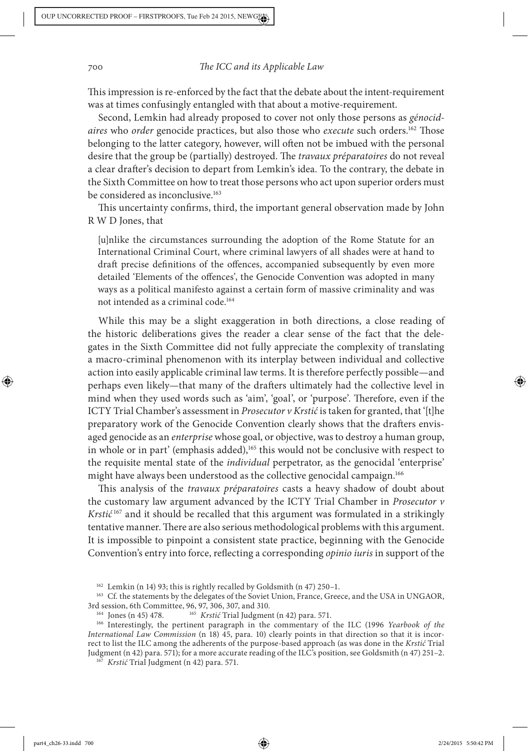This impression is re-enforced by the fact that the debate about the intent-requirement was at times confusingly entangled with that about a motive-requirement.

Second, Lemkin had already proposed to cover not only those persons as *génocidaires* who *order* genocide practices, but also those who *execute* such orders.[162] Those belonging to the latter category, however, will often not be imbued with the personal desire that the group be (partially) destroyed. The *travaux préparatoires* do not reveal a clear drafter's decision to depart from Lemkin's idea. To the contrary, the debate in the Sixth Committee on how to treat those persons who act upon superior orders must be considered as inconclusive.[163]

This uncertainty confirms, third, the important general observation made by John R W D Jones, that

> [u]nlike the circumstances surrounding the adoption of the Rome Statute for an International Criminal Court, where criminal lawyers of all shades were at hand to draft precise definitions of the offences, accompanied subsequently by even more detailed 'Elements of the offences', the Genocide Convention was adopted in many ways as a political manifesto against a certain form of massive criminality and was not intended as a criminal code.[164]

While this may be a slight exaggeration in both directions, a close reading of the historic deliberations gives the reader a clear sense of the fact that the delegates in the Sixth Committee did not fully appreciate the complexity of translating a macro-criminal phenomenon with its interplay between individual and collective action into easily applicable criminal law terms. It is therefore perfectly possible—and perhaps even likely—that many of the drafters ultimately had the collective level in mind when they used words such as 'aim', 'goal', or 'purpose'. Therefore, even if the ICTY Trial Chamber's assessment in *Prosecutor v Krstić* is taken for granted, that '[t]he preparatory work of the Genocide Convention clearly shows that the drafters envisaged genocide as an *enterprise* whose goal, or objective, was to destroy a human group, in whole or in part' (emphasis added),[165] this would not be conclusive with respect to the requisite mental state of the *individual* perpetrator, as the genocidal 'enterprise' might have always been understood as the collective genocidal campaign.[166]

This analysis of the *travaux préparatoires* casts a heavy shadow of doubt about the customary law argument advanced by the ICTY Trial Chamber in *Prosecutor v Krstić*[167] and it should be recalled that this argument was formulated in a strikingly tentative manner. There are also serious methodological problems with this argument. It is impossible to pinpoint a consistent state practice, beginning with the Genocide Convention's entry into force, reflecting a corresponding *opinio iuris* in support of the

---

[162] Lemkin (n 14) 93; this is rightly recalled by Goldsmith (n 47) 250–1.

[163] Cf. the statements by the delegates of the Soviet Union, France, Greece, and the USA in UNGAOR, 3rd session, 6th Committee, 96, 97, 306, 307, and 310.

[164] Jones (n 45) 478.

[165] *Krstić* Trial Judgment (n 42) para. 571.

[166] Interestingly, the pertinent paragraph in the commentary of the ILC (1996 *Yearbook of the International Law Commission* (n 18) 45, para. 10) clearly points in that direction so that it is incorrect to list the ILC among the adherents of the purpose-based approach (as was done in the *Krstić* Trial Judgment (n 42) para. 571); for a more accurate reading of the ILC's position, see Goldsmith (n 47) 251–2.

[167] *Krstić* Trial Judgment (n 42) para. 571.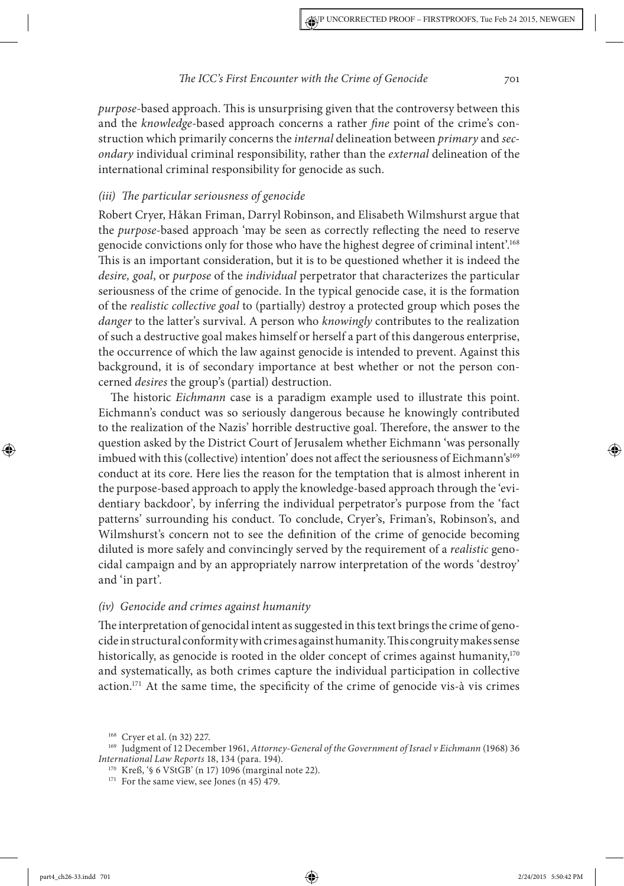*purpose*-based approach. This is unsurprising given that the controversy between this and the *knowledge*-based approach concerns a rather *fine* point of the crime's construction which primarily concerns the *internal* delineation between *primary* and *secondary* individual criminal responsibility, rather than the *external* delineation of the international criminal responsibility for genocide as such.

### *(iii) The particular seriousness of genocide*

Robert Cryer, Håkan Friman, Darryl Robinson, and Elisabeth Wilmshurst argue that the *purpose*-based approach 'may be seen as correctly reflecting the need to reserve genocide convictions only for those who have the highest degree of criminal intent'.[168] This is an important consideration, but it is to be questioned whether it is indeed the *desire, goal*, or *purpose* of the *individual* perpetrator that characterizes the particular seriousness of the crime of genocide. In the typical genocide case, it is the formation of the *realistic collective goal* to (partially) destroy a protected group which poses the *danger* to the latter's survival. A person who *knowingly* contributes to the realization of such a destructive goal makes himself or herself a part of this dangerous enterprise, the occurrence of which the law against genocide is intended to prevent. Against this background, it is of secondary importance at best whether or not the person concerned *desires* the group's (partial) destruction.

The historic *Eichmann* case is a paradigm example used to illustrate this point. Eichmann's conduct was so seriously dangerous because he knowingly contributed to the realization of the Nazis' horrible destructive goal. Therefore, the answer to the question asked by the District Court of Jerusalem whether Eichmann 'was personally imbued with this (collective) intention' does not affect the seriousness of Eichmann's[169] conduct at its core. Here lies the reason for the temptation that is almost inherent in the purpose-based approach to apply the knowledge-based approach through the 'evidentiary backdoor', by inferring the individual perpetrator's purpose from the 'fact patterns' surrounding his conduct. To conclude, Cryer's, Friman's, Robinson's, and Wilmshurst's concern not to see the definition of the crime of genocide becoming diluted is more safely and convincingly served by the requirement of a *realistic* genocidal campaign and by an appropriately narrow interpretation of the words 'destroy' and 'in part'.

### *(iv) Genocide and crimes against humanity*

The interpretation of genocidal intent as suggested in this text brings the crime of genocide in structural conformity with crimes against humanity. This congruity makes sense historically, as genocide is rooted in the older concept of crimes against humanity,[170] and systematically, as both crimes capture the individual participation in collective action.[171] At the same time, the specificity of the crime of genocide vis-à vis crimes

[168] Cryer et al. (n 32) 227.

[169] Judgment of 12 December 1961, *Attorney-General of the Government of Israel v Eichmann* (1968) 36 *International Law Reports* 18, 134 (para. 194).

[170] Kreß, '§ 6 VStGB' (n 17) 1096 (marginal note 22).

[171] For the same view, see Jones (n 45) 479.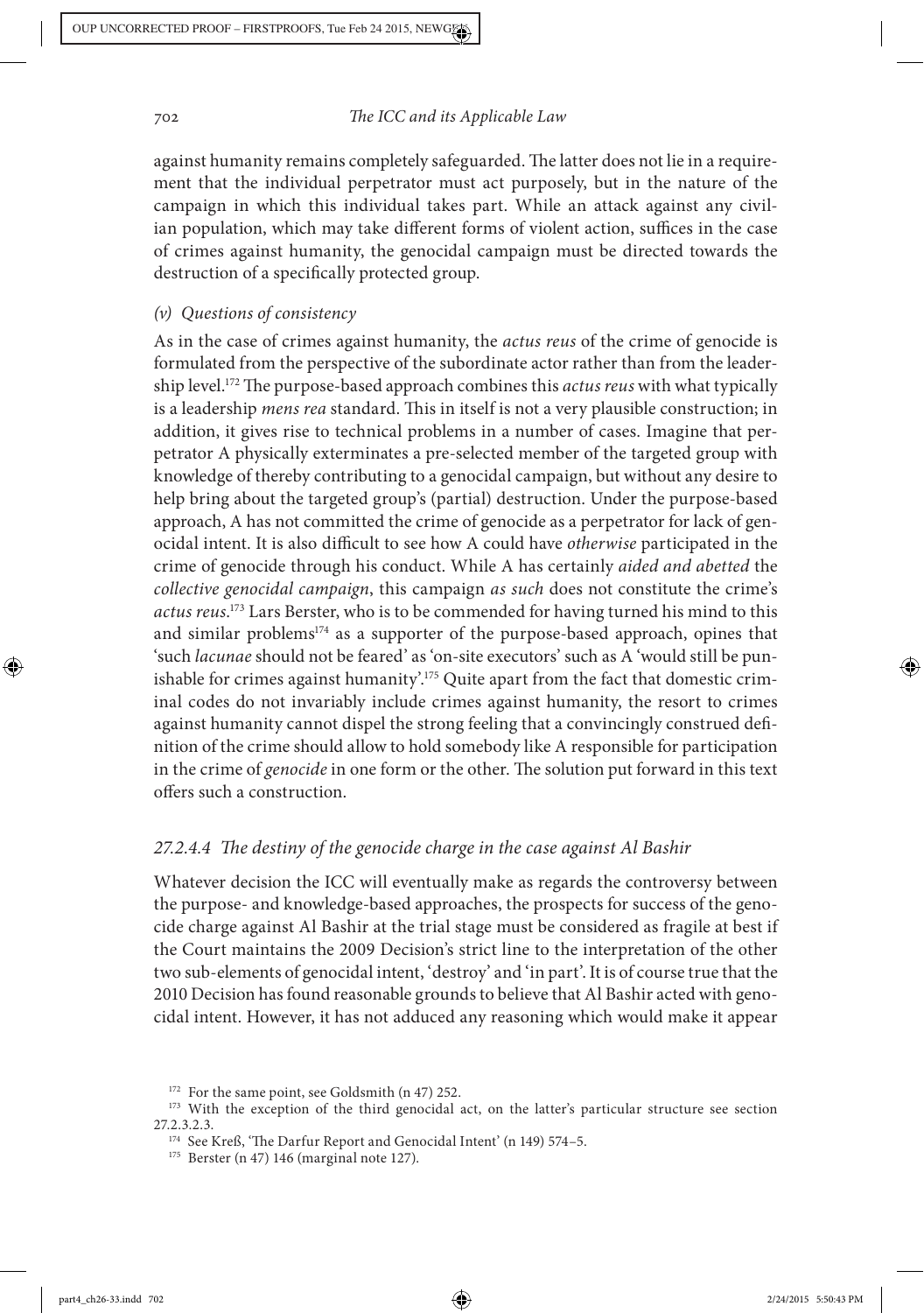against humanity remains completely safeguarded. The latter does not lie in a requirement that the individual perpetrator must act purposely, but in the nature of the campaign in which this individual takes part. While an attack against any civilian population, which may take different forms of violent action, suffices in the case of crimes against humanity, the genocidal campaign must be directed towards the destruction of a specifically protected group.

#### *(v) Questions of consistency*

As in the case of crimes against humanity, the *actus reus* of the crime of genocide is formulated from the perspective of the subordinate actor rather than from the leadership level.[172] The purpose-based approach combines this *actus reus* with what typically is a leadership *mens rea* standard. This in itself is not a very plausible construction; in addition, it gives rise to technical problems in a number of cases. Imagine that perpetrator A physically exterminates a pre-selected member of the targeted group with knowledge of thereby contributing to a genocidal campaign, but without any desire to help bring about the targeted group's (partial) destruction. Under the purpose-based approach, A has not committed the crime of genocide as a perpetrator for lack of genocidal intent. It is also difficult to see how A could have *otherwise* participated in the crime of genocide through his conduct. While A has certainly *aided and abetted* the *collective genocidal campaign*, this campaign *as such* does not constitute the crime's *actus reus*.[173] Lars Berster, who is to be commended for having turned his mind to this and similar problems[174] as a supporter of the purpose-based approach, opines that 'such *lacunae* should not be feared' as 'on-site executors' such as A 'would still be punishable for crimes against humanity'.[175] Quite apart from the fact that domestic criminal codes do not invariably include crimes against humanity, the resort to crimes against humanity cannot dispel the strong feeling that a convincingly construed definition of the crime should allow to hold somebody like A responsible for participation in the crime of *genocide* in one form or the other. The solution put forward in this text offers such a construction.

### *27.2.4.4 The destiny of the genocide charge in the case against Al Bashir*

Whatever decision the ICC will eventually make as regards the controversy between the purpose- and knowledge-based approaches, the prospects for success of the genocide charge against Al Bashir at the trial stage must be considered as fragile at best if the Court maintains the 2009 Decision's strict line to the interpretation of the other two sub-elements of genocidal intent, 'destroy' and 'in part'. It is of course true that the 2010 Decision has found reasonable grounds to believe that Al Bashir acted with genocidal intent. However, it has not adduced any reasoning which would make it appear

---

[172] For the same point, see Goldsmith (n 47) 252.

[173] With the exception of the third genocidal act, on the latter's particular structure see section 27.2.3.2.3.

[174] See Kreß, 'The Darfur Report and Genocidal Intent' (n 149) 574–5.

[175] Berster (n 47) 146 (marginal note 127).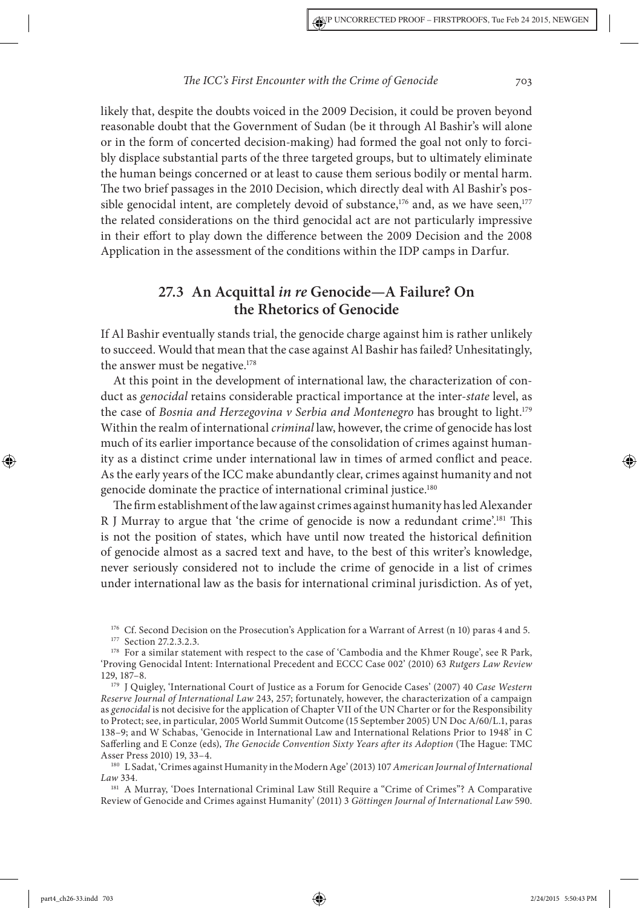likely that, despite the doubts voiced in the 2009 Decision, it could be proven beyond reasonable doubt that the Government of Sudan (be it through Al Bashir's will alone or in the form of concerted decision-making) had formed the goal not only to forcibly displace substantial parts of the three targeted groups, but to ultimately eliminate the human beings concerned or at least to cause them serious bodily or mental harm. The two brief passages in the 2010 Decision, which directly deal with Al Bashir's possible genocidal intent, are completely devoid of substance,[176] and, as we have seen,[177] the related considerations on the third genocidal act are not particularly impressive in their effort to play down the difference between the 2009 Decision and the 2008 Application in the assessment of the conditions within the IDP camps in Darfur.

## 27.3 An Acquittal *in re* Genocide—A Failure? On the Rhetorics of Genocide

If Al Bashir eventually stands trial, the genocide charge against him is rather unlikely to succeed. Would that mean that the case against Al Bashir has failed? Unhesitatingly, the answer must be negative.[178]

At this point in the development of international law, the characterization of conduct as *genocidal* retains considerable practical importance at the inter-*state* level, as the case of *Bosnia and Herzegovina v Serbia and Montenegro* has brought to light.[179] Within the realm of international *criminal* law, however, the crime of genocide has lost much of its earlier importance because of the consolidation of crimes against humanity as a distinct crime under international law in times of armed conflict and peace. As the early years of the ICC make abundantly clear, crimes against humanity and not genocide dominate the practice of international criminal justice.[180]

The firm establishment of the law against crimes against humanity has led Alexander R J Murray to argue that 'the crime of genocide is now a redundant crime'.[181] This is not the position of states, which have until now treated the historical definition of genocide almost as a sacred text and have, to the best of this writer's knowledge, never seriously considered not to include the crime of genocide in a list of crimes under international law as the basis for international criminal jurisdiction. As of yet,

---

[176] Cf. Second Decision on the Prosecution's Application for a Warrant of Arrest (n 10) paras 4 and 5.

[177] Section 27.2.3.2.3.

[178] For a similar statement with respect to the case of 'Cambodia and the Khmer Rouge', see R Park, 'Proving Genocidal Intent: International Precedent and ECCC Case 002' (2010) 63 *Rutgers Law Review* 129, 187–8.

[179] J Quigley, 'International Court of Justice as a Forum for Genocide Cases' (2007) 40 *Case Western Reserve Journal of International Law* 243, 257; fortunately, however, the characterization of a campaign as *genocidal* is not decisive for the application of Chapter VII of the UN Charter or for the Responsibility to Protect; see, in particular, 2005 World Summit Outcome (15 September 2005) UN Doc A/60/L.1, paras 138–9; and W Schabas, 'Genocide in International Law and International Relations Prior to 1948' in C Safferling and E Conze (eds), *The Genocide Convention Sixty Years after its Adoption* (The Hague: TMC Asser Press 2010) 19, 33–4.

[180] L Sadat, 'Crimes against Humanity in the Modern Age' (2013) 107 *American Journal of International Law* 334.

[181] A Murray, 'Does International Criminal Law Still Require a "Crime of Crimes"? A Comparative Review of Genocide and Crimes against Humanity' (2011) 3 *Göttingen Journal of International Law* 590.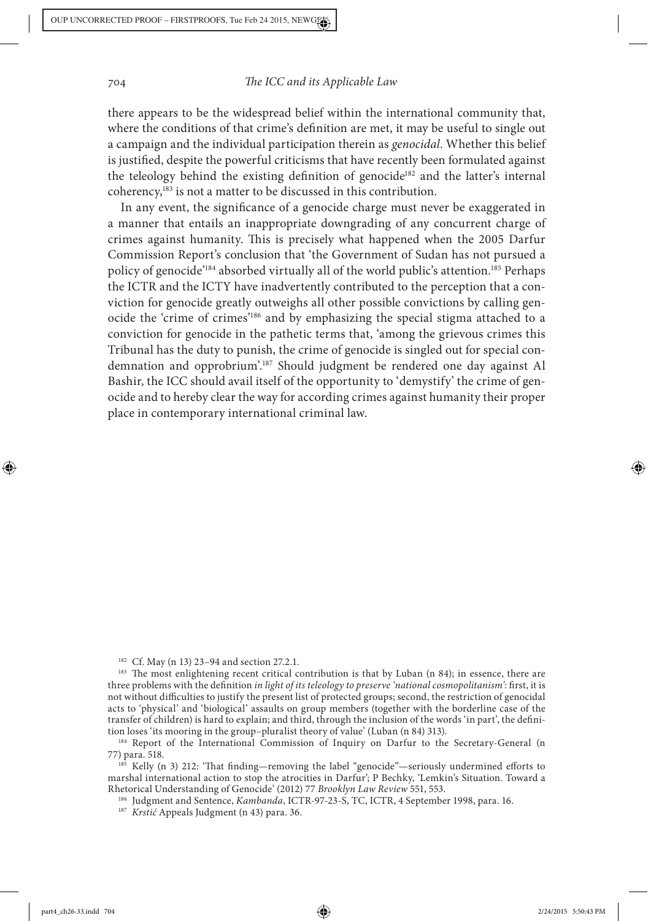there appears to be the widespread belief within the international community that, where the conditions of that crime's definition are met, it may be useful to single out a campaign and the individual participation therein as *genocidal*. Whether this belief is justified, despite the powerful criticisms that have recently been formulated against the teleology behind the existing definition of genocide[182] and the latter's internal coherency,[183] is not a matter to be discussed in this contribution.

In any event, the significance of a genocide charge must never be exaggerated in a manner that entails an inappropriate downgrading of any concurrent charge of crimes against humanity. This is precisely what happened when the 2005 Darfur Commission Report's conclusion that 'the Government of Sudan has not pursued a policy of genocide'[184] absorbed virtually all of the world public's attention.[185] Perhaps the ICTR and the ICTY have inadvertently contributed to the perception that a conviction for genocide greatly outweighs all other possible convictions by calling genocide the 'crime of crimes'[186] and by emphasizing the special stigma attached to a conviction for genocide in the pathetic terms that, 'among the grievous crimes this Tribunal has the duty to punish, the crime of genocide is singled out for special condemnation and opprobrium'.[187] Should judgment be rendered one day against Al Bashir, the ICC should avail itself of the opportunity to 'demystify' the crime of genocide and to hereby clear the way for according crimes against humanity their proper place in contemporary international criminal law.

---

[182] Cf. May (n 13) 23–94 and section 27.2.1.

[183] The most enlightening recent critical contribution is that by Luban (n 84); in essence, there are three problems with the definition *in light of its teleology to preserve 'national cosmopolitanism'*: first, it is not without difficulties to justify the present list of protected groups; second, the restriction of genocidal acts to 'physical' and 'biological' assaults on group members (together with the borderline case of the transfer of children) is hard to explain; and third, through the inclusion of the words 'in part', the definition loses 'its mooring in the group–pluralist theory of value' (Luban (n 84) 313).

[184] Report of the International Commission of Inquiry on Darfur to the Secretary-General (n 77) para. 518.

[185] Kelly (n 3) 212: 'That finding—removing the label "genocide"—seriously undermined efforts to marshal international action to stop the atrocities in Darfur'; P Bechky, 'Lemkin's Situation. Toward a Rhetorical Understanding of Genocide' (2012) 77 *Brooklyn Law Review* 551, 553.

[186] Judgment and Sentence, *Kambanda*, ICTR-97-23-S, TC, ICTR, 4 September 1998, para. 16.

[187] *Krstić* Appeals Judgment (n 43) para. 36.